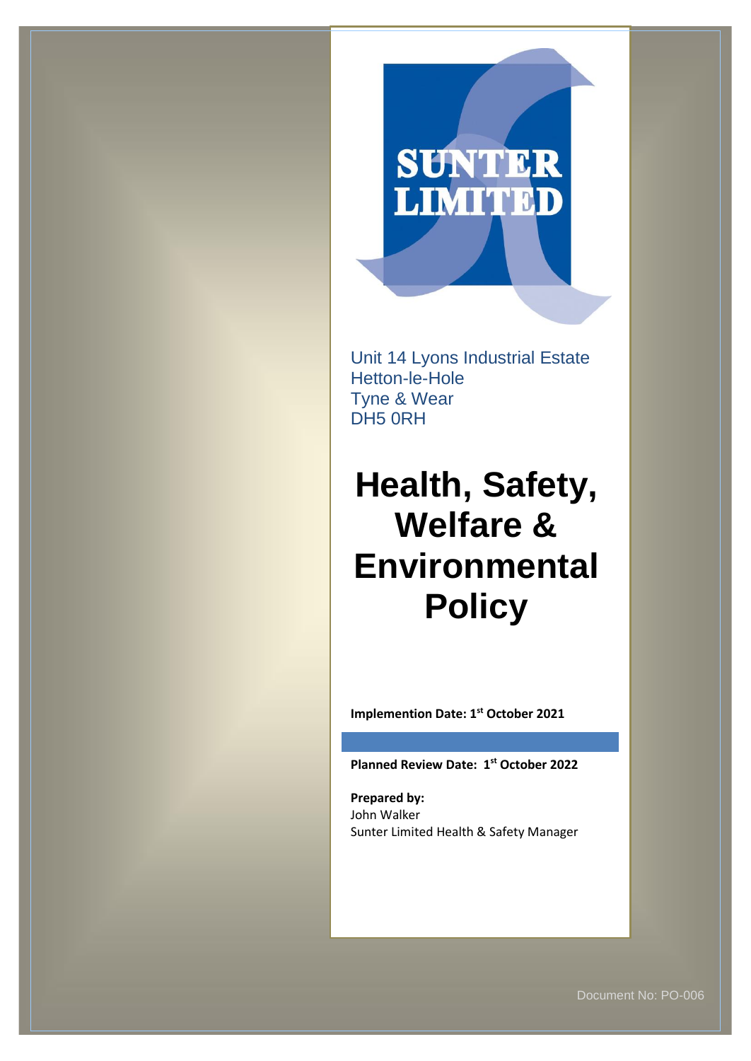SUNTER LIMITED

Unit 14 Lyons Industrial Estate
Hetton-le-Hole
Tyne & Wear
DH5 0RH

# Health, Safety, Welfare & Environmental Policy

**Implemention Date: 1st October 2021**

**Planned Review Date: 1st October 2022**

**Prepared by:**
John Walker
Sunter Limited Health & Safety Manager

Document No: PO-006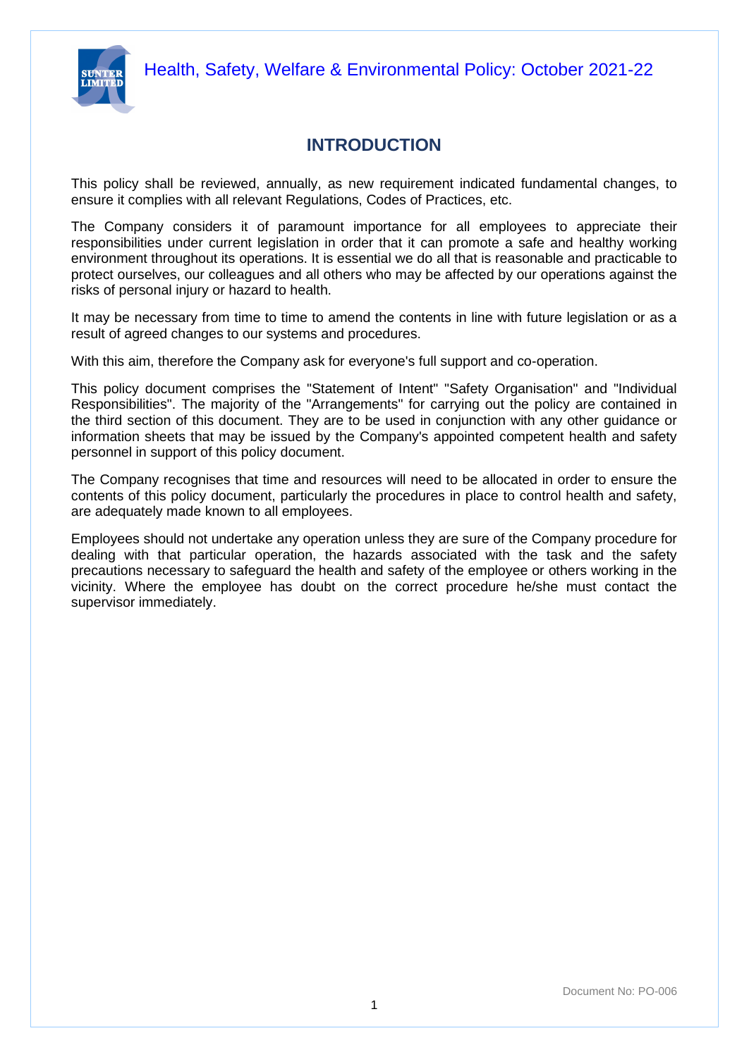# INTRODUCTION

This policy shall be reviewed, annually, as new requirement indicated fundamental changes, to ensure it complies with all relevant Regulations, Codes of Practices, etc.

The Company considers it of paramount importance for all employees to appreciate their responsibilities under current legislation in order that it can promote a safe and healthy working environment throughout its operations. It is essential we do all that is reasonable and practicable to protect ourselves, our colleagues and all others who may be affected by our operations against the risks of personal injury or hazard to health.

It may be necessary from time to time to amend the contents in line with future legislation or as a result of agreed changes to our systems and procedures.

With this aim, therefore the Company ask for everyone's full support and co-operation.

This policy document comprises the "Statement of Intent" "Safety Organisation" and "Individual Responsibilities". The majority of the "Arrangements" for carrying out the policy are contained in the third section of this document. They are to be used in conjunction with any other guidance or information sheets that may be issued by the Company's appointed competent health and safety personnel in support of this policy document.

The Company recognises that time and resources will need to be allocated in order to ensure the contents of this policy document, particularly the procedures in place to control health and safety, are adequately made known to all employees.

Employees should not undertake any operation unless they are sure of the Company procedure for dealing with that particular operation, the hazards associated with the task and the safety precautions necessary to safeguard the health and safety of the employee or others working in the vicinity. Where the employee has doubt on the correct procedure he/she must contact the supervisor immediately.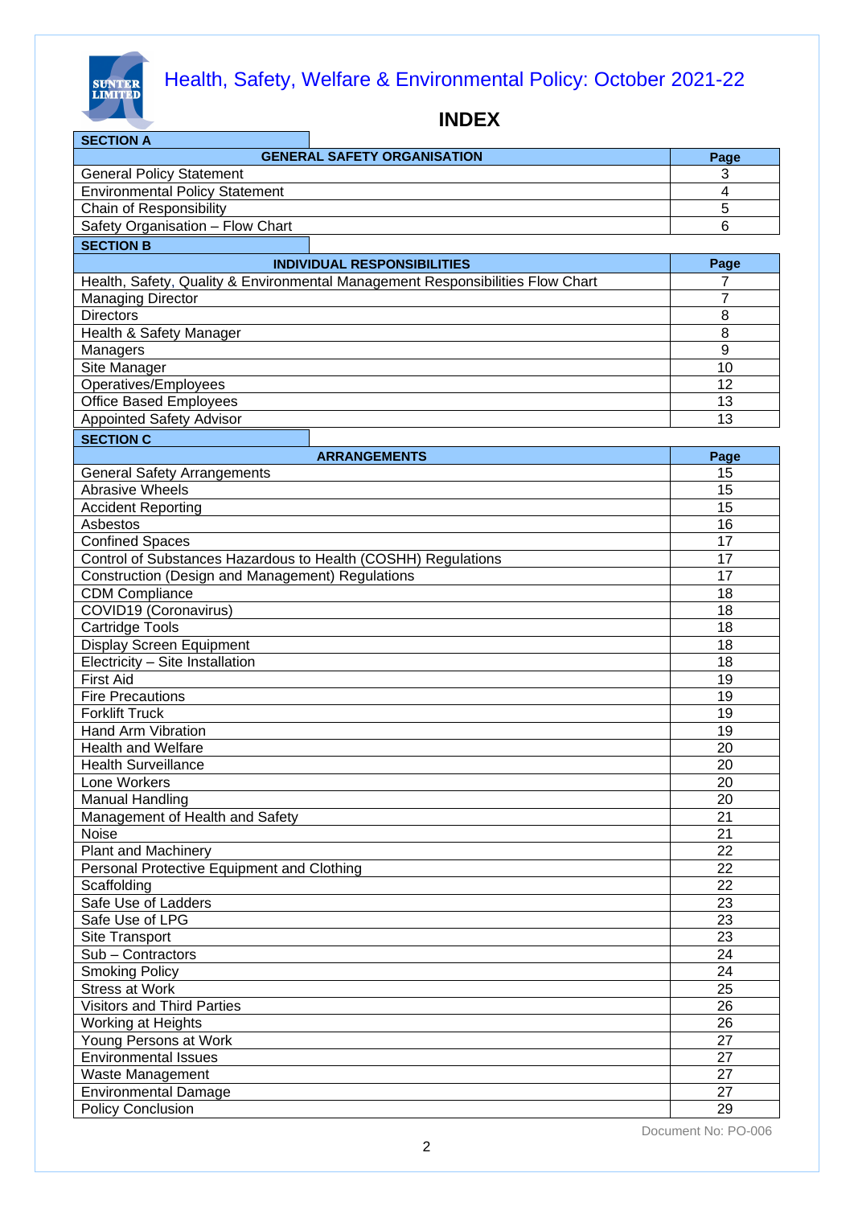# Health, Safety, Welfare & Environmental Policy: October 2021-22

## INDEX

### SECTION A

| GENERAL SAFETY ORGANISATION | Page |
|---|---|
| General Policy Statement | 3 |
| Environmental Policy Statement | 4 |
| Chain of Responsibility | 5 |
| Safety Organisation – Flow Chart | 6 |

### SECTION B

| INDIVIDUAL RESPONSIBILITIES | Page |
|---|---|
| Health, Safety, Quality & Environmental Management Responsibilities Flow Chart | 7 |
| Managing Director | 7 |
| Directors | 8 |
| Health & Safety Manager | 8 |
| Managers | 9 |
| Site Manager | 10 |
| Operatives/Employees | 12 |
| Office Based Employees | 13 |
| Appointed Safety Advisor | 13 |

### SECTION C

| ARRANGEMENTS | Page |
|---|---|
| General Safety Arrangements | 15 |
| Abrasive Wheels | 15 |
| Accident Reporting | 15 |
| Asbestos | 16 |
| Confined Spaces | 17 |
| Control of Substances Hazardous to Health (COSHH) Regulations | 17 |
| Construction (Design and Management) Regulations | 17 |
| CDM Compliance | 18 |
| COVID19 (Coronavirus) | 18 |
| Cartridge Tools | 18 |
| Display Screen Equipment | 18 |
| Electricity – Site Installation | 18 |
| First Aid | 19 |
| Fire Precautions | 19 |
| Forklift Truck | 19 |
| Hand Arm Vibration | 19 |
| Health and Welfare | 20 |
| Health Surveillance | 20 |
| Lone Workers | 20 |
| Manual Handling | 20 |
| Management of Health and Safety | 21 |
| Noise | 21 |
| Plant and Machinery | 22 |
| Personal Protective Equipment and Clothing | 22 |
| Scaffolding | 22 |
| Safe Use of Ladders | 23 |
| Safe Use of LPG | 23 |
| Site Transport | 23 |
| Sub – Contractors | 24 |
| Smoking Policy | 24 |
| Stress at Work | 25 |
| Visitors and Third Parties | 26 |
| Working at Heights | 26 |
| Young Persons at Work | 27 |
| Environmental Issues | 27 |
| Waste Management | 27 |
| Environmental Damage | 27 |
| Policy Conclusion | 29 |

Document No: PO-006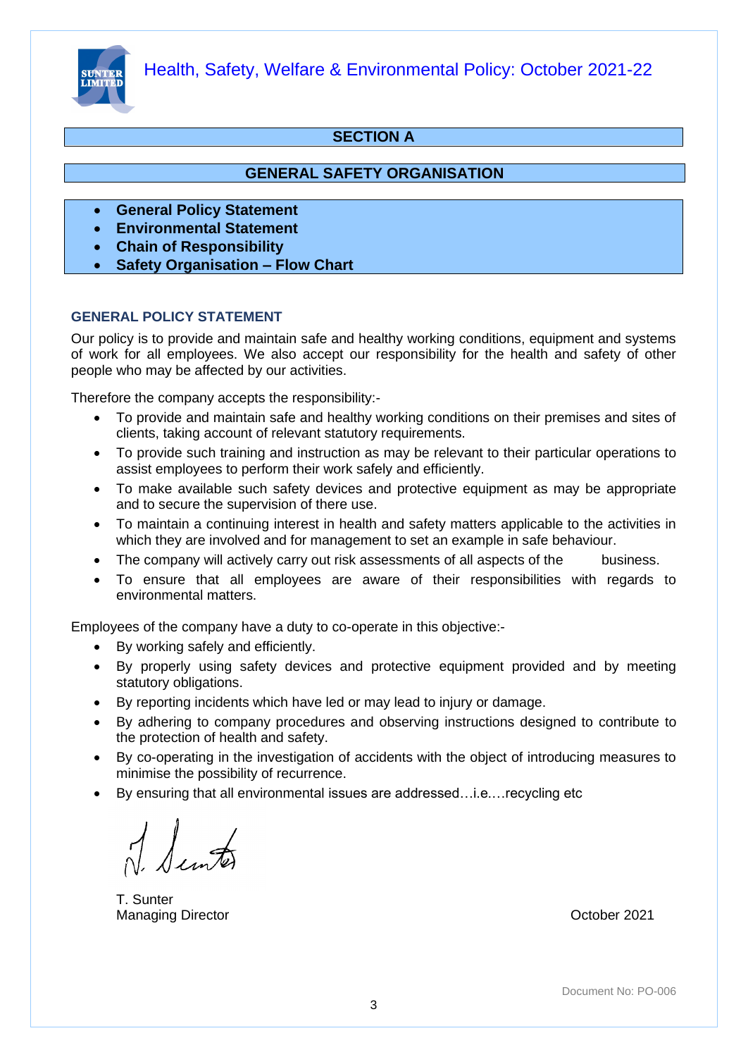# SECTION A

## GENERAL SAFETY ORGANISATION

- **General Policy Statement**
- **Environmental Statement**
- **Chain of Responsibility**
- **Safety Organisation – Flow Chart**

### GENERAL POLICY STATEMENT

Our policy is to provide and maintain safe and healthy working conditions, equipment and systems of work for all employees. We also accept our responsibility for the health and safety of other people who may be affected by our activities.

Therefore the company accepts the responsibility:-

- To provide and maintain safe and healthy working conditions on their premises and sites of clients, taking account of relevant statutory requirements.
- To provide such training and instruction as may be relevant to their particular operations to assist employees to perform their work safely and efficiently.
- To make available such safety devices and protective equipment as may be appropriate and to secure the supervision of there use.
- To maintain a continuing interest in health and safety matters applicable to the activities in which they are involved and for management to set an example in safe behaviour.
- The company will actively carry out risk assessments of all aspects of the business.
- To ensure that all employees are aware of their responsibilities with regards to environmental matters.

Employees of the company have a duty to co-operate in this objective:-

- By working safely and efficiently.
- By properly using safety devices and protective equipment provided and by meeting statutory obligations.
- By reporting incidents which have led or may lead to injury or damage.
- By adhering to company procedures and observing instructions designed to contribute to the protection of health and safety.
- By co-operating in the investigation of accidents with the object of introducing measures to minimise the possibility of recurrence.
- By ensuring that all environmental issues are addressed…i.e.…recycling etc

T. Sunter
Managing Director

October 2021

Document No: PO-006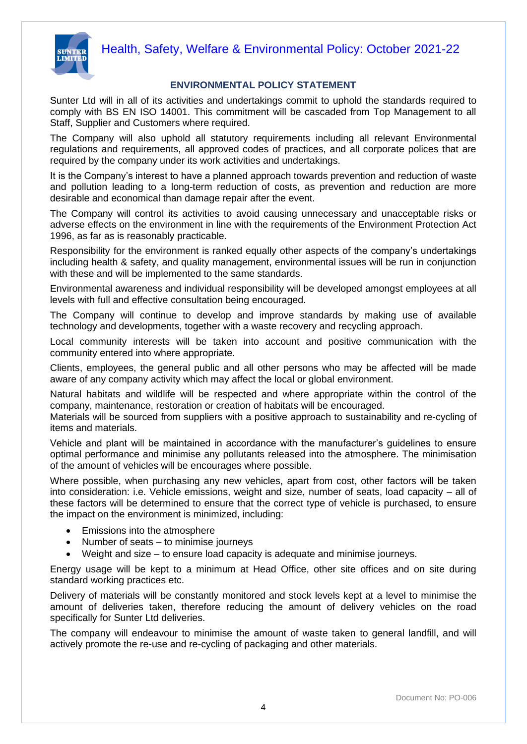## ENVIRONMENTAL POLICY STATEMENT

Sunter Ltd will in all of its activities and undertakings commit to uphold the standards required to comply with BS EN ISO 14001. This commitment will be cascaded from Top Management to all Staff, Supplier and Customers where required.

The Company will also uphold all statutory requirements including all relevant Environmental regulations and requirements, all approved codes of practices, and all corporate polices that are required by the company under its work activities and undertakings.

It is the Company's interest to have a planned approach towards prevention and reduction of waste and pollution leading to a long-term reduction of costs, as prevention and reduction are more desirable and economical than damage repair after the event.

The Company will control its activities to avoid causing unnecessary and unacceptable risks or adverse effects on the environment in line with the requirements of the Environment Protection Act 1996, as far as is reasonably practicable.

Responsibility for the environment is ranked equally other aspects of the company's undertakings including health & safety, and quality management, environmental issues will be run in conjunction with these and will be implemented to the same standards.

Environmental awareness and individual responsibility will be developed amongst employees at all levels with full and effective consultation being encouraged.

The Company will continue to develop and improve standards by making use of available technology and developments, together with a waste recovery and recycling approach.

Local community interests will be taken into account and positive communication with the community entered into where appropriate.

Clients, employees, the general public and all other persons who may be affected will be made aware of any company activity which may affect the local or global environment.

Natural habitats and wildlife will be respected and where appropriate within the control of the company, maintenance, restoration or creation of habitats will be encouraged.
Materials will be sourced from suppliers with a positive approach to sustainability and re-cycling of items and materials.

Vehicle and plant will be maintained in accordance with the manufacturer's guidelines to ensure optimal performance and minimise any pollutants released into the atmosphere. The minimisation of the amount of vehicles will be encourages where possible.

Where possible, when purchasing any new vehicles, apart from cost, other factors will be taken into consideration: i.e. Vehicle emissions, weight and size, number of seats, load capacity – all of these factors will be determined to ensure that the correct type of vehicle is purchased, to ensure the impact on the environment is minimized, including:

- Emissions into the atmosphere
- Number of seats – to minimise journeys
- Weight and size – to ensure load capacity is adequate and minimise journeys.

Energy usage will be kept to a minimum at Head Office, other site offices and on site during standard working practices etc.

Delivery of materials will be constantly monitored and stock levels kept at a level to minimise the amount of deliveries taken, therefore reducing the amount of delivery vehicles on the road specifically for Sunter Ltd deliveries.

The company will endeavour to minimise the amount of waste taken to general landfill, and will actively promote the re-use and re-cycling of packaging and other materials.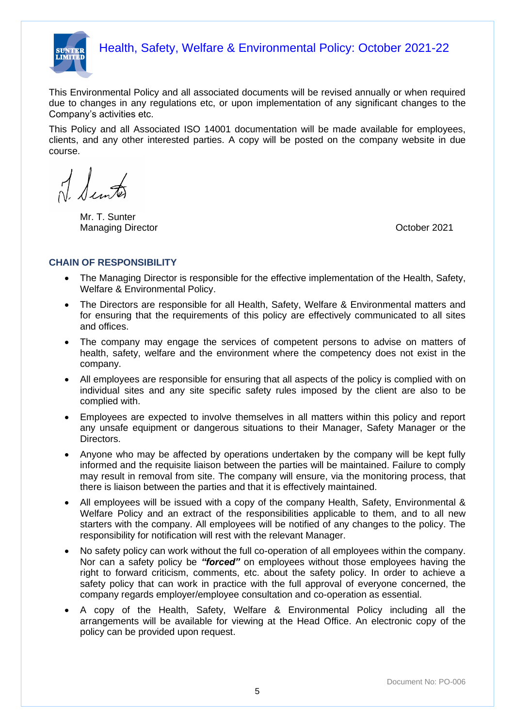This Environmental Policy and all associated documents will be revised annually or when required due to changes in any regulations etc, or upon implementation of any significant changes to the Company's activities etc.

This Policy and all Associated ISO 14001 documentation will be made available for employees, clients, and any other interested parties. A copy will be posted on the company website in due course.

Mr. T. Sunter
Managing Director

October 2021

## CHAIN OF RESPONSIBILITY

- The Managing Director is responsible for the effective implementation of the Health, Safety, Welfare & Environmental Policy.
- The Directors are responsible for all Health, Safety, Welfare & Environmental matters and for ensuring that the requirements of this policy are effectively communicated to all sites and offices.
- The company may engage the services of competent persons to advise on matters of health, safety, welfare and the environment where the competency does not exist in the company.
- All employees are responsible for ensuring that all aspects of the policy is complied with on individual sites and any site specific safety rules imposed by the client are also to be complied with.
- Employees are expected to involve themselves in all matters within this policy and report any unsafe equipment or dangerous situations to their Manager, Safety Manager or the Directors.
- Anyone who may be affected by operations undertaken by the company will be kept fully informed and the requisite liaison between the parties will be maintained. Failure to comply may result in removal from site. The company will ensure, via the monitoring process, that there is liaison between the parties and that it is effectively maintained.
- All employees will be issued with a copy of the company Health, Safety, Environmental & Welfare Policy and an extract of the responsibilities applicable to them, and to all new starters with the company. All employees will be notified of any changes to the policy. The responsibility for notification will rest with the relevant Manager.
- No safety policy can work without the full co-operation of all employees within the company. Nor can a safety policy be ***"forced"*** on employees without those employees having the right to forward criticism, comments, etc. about the safety policy. In order to achieve a safety policy that can work in practice with the full approval of everyone concerned, the company regards employer/employee consultation and co-operation as essential.
- A copy of the Health, Safety, Welfare & Environmental Policy including all the arrangements will be available for viewing at the Head Office. An electronic copy of the policy can be provided upon request.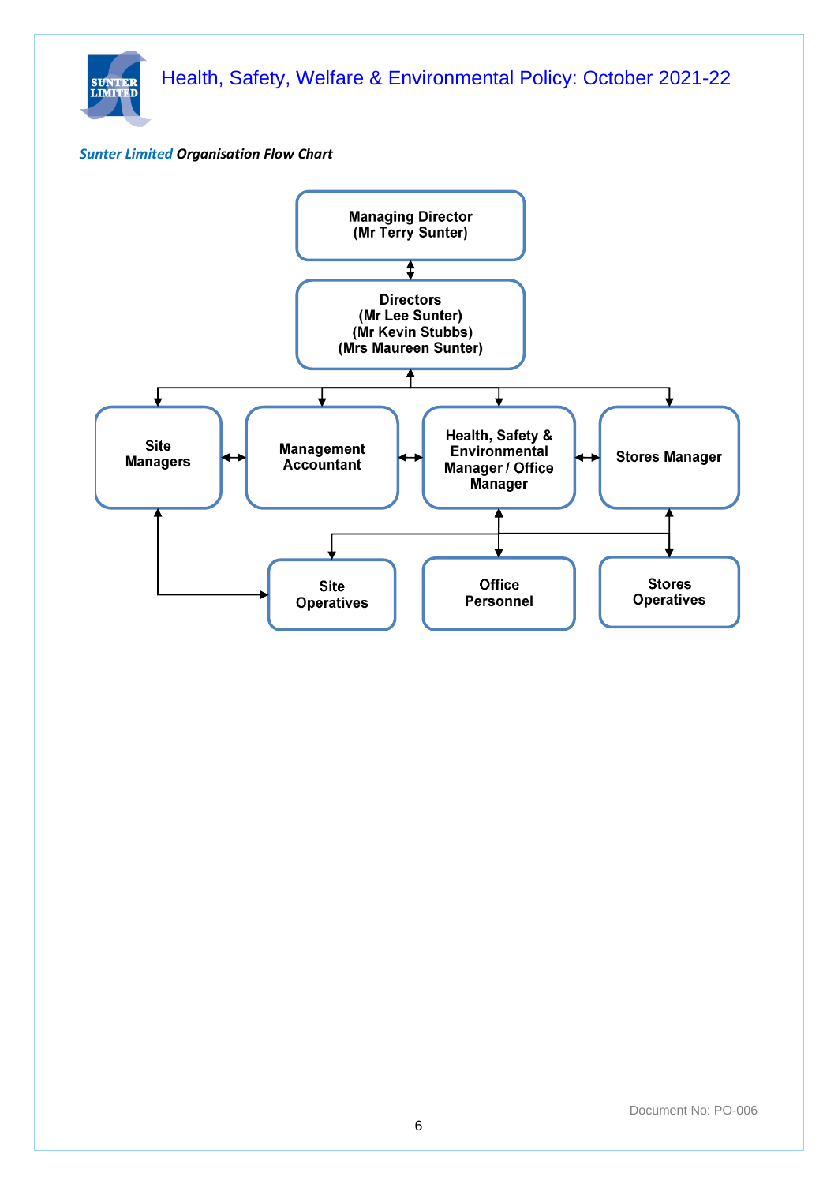*Sunter Limited* ***Organisation Flow Chart***

**Managing Director**
**(Mr Terry Sunter)**

**Directors**
**(Mr Lee Sunter)**
**(Mr Kevin Stubbs)**
**(Mrs Maureen Sunter)**

**Site Managers**

**Management Accountant**

**Health, Safety & Environmental Manager / Office Manager**

**Stores Manager**

**Site Operatives**

**Office Personnel**

**Stores Operatives**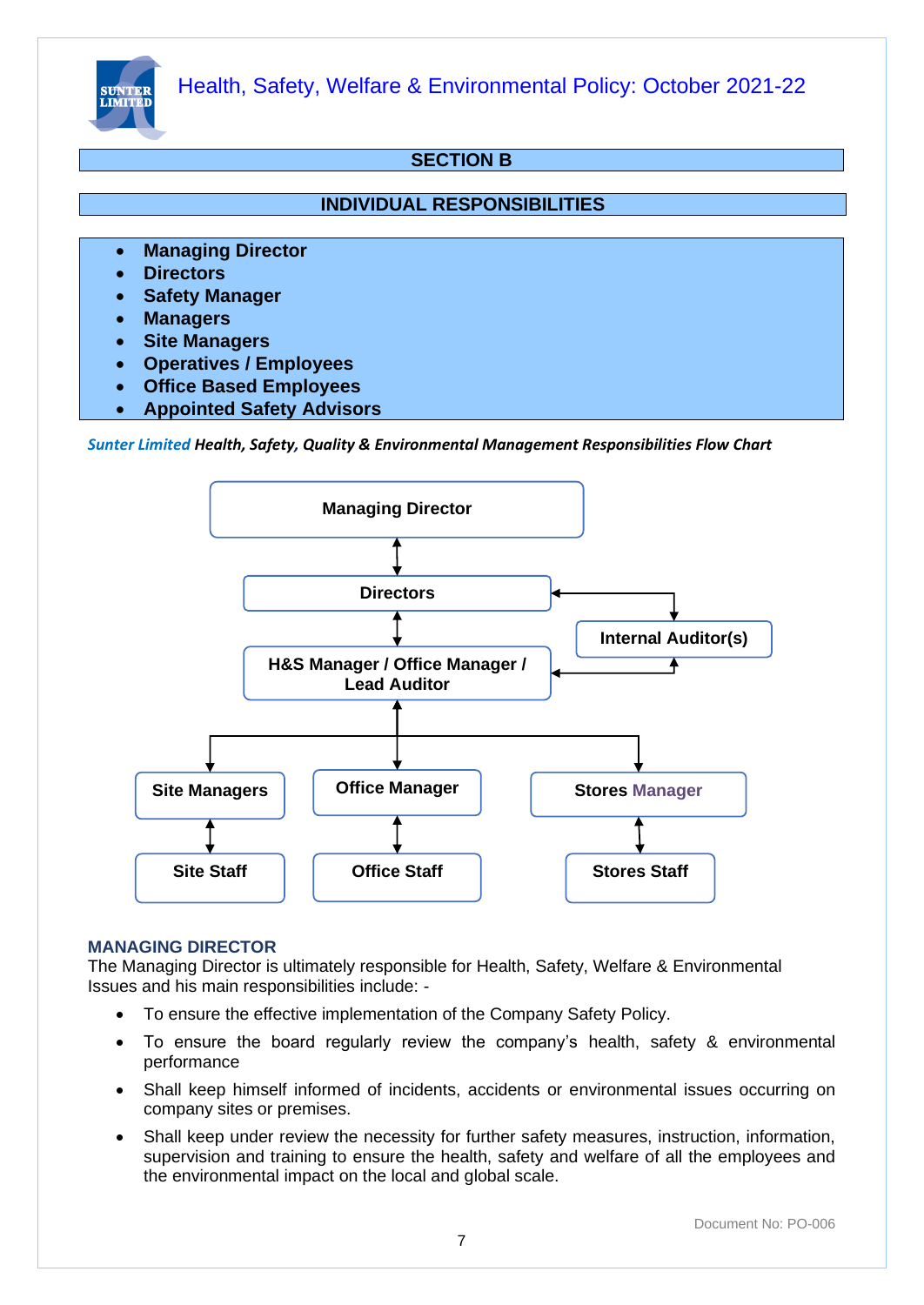## SECTION B

## INDIVIDUAL RESPONSIBILITIES

- **Managing Director**
- **Directors**
- **Safety Manager**
- **Managers**
- **Site Managers**
- **Operatives / Employees**
- **Office Based Employees**
- **Appointed Safety Advisors**

***Sunter Limited Health, Safety, Quality & Environmental Management Responsibilities Flow Chart***

**Managing Director**

**Directors**

**Internal Auditor(s)**

**H&S Manager / Office Manager / Lead Auditor**

**Site Managers** | **Office Manager** | **Stores Manager**

**Site Staff** | **Office Staff** | **Stores Staff**

### MANAGING DIRECTOR

The Managing Director is ultimately responsible for Health, Safety, Welfare & Environmental Issues and his main responsibilities include: -

- To ensure the effective implementation of the Company Safety Policy.
- To ensure the board regularly review the company's health, safety & environmental performance
- Shall keep himself informed of incidents, accidents or environmental issues occurring on company sites or premises.
- Shall keep under review the necessity for further safety measures, instruction, information, supervision and training to ensure the health, safety and welfare of all the employees and the environmental impact on the local and global scale.

Document No: PO-006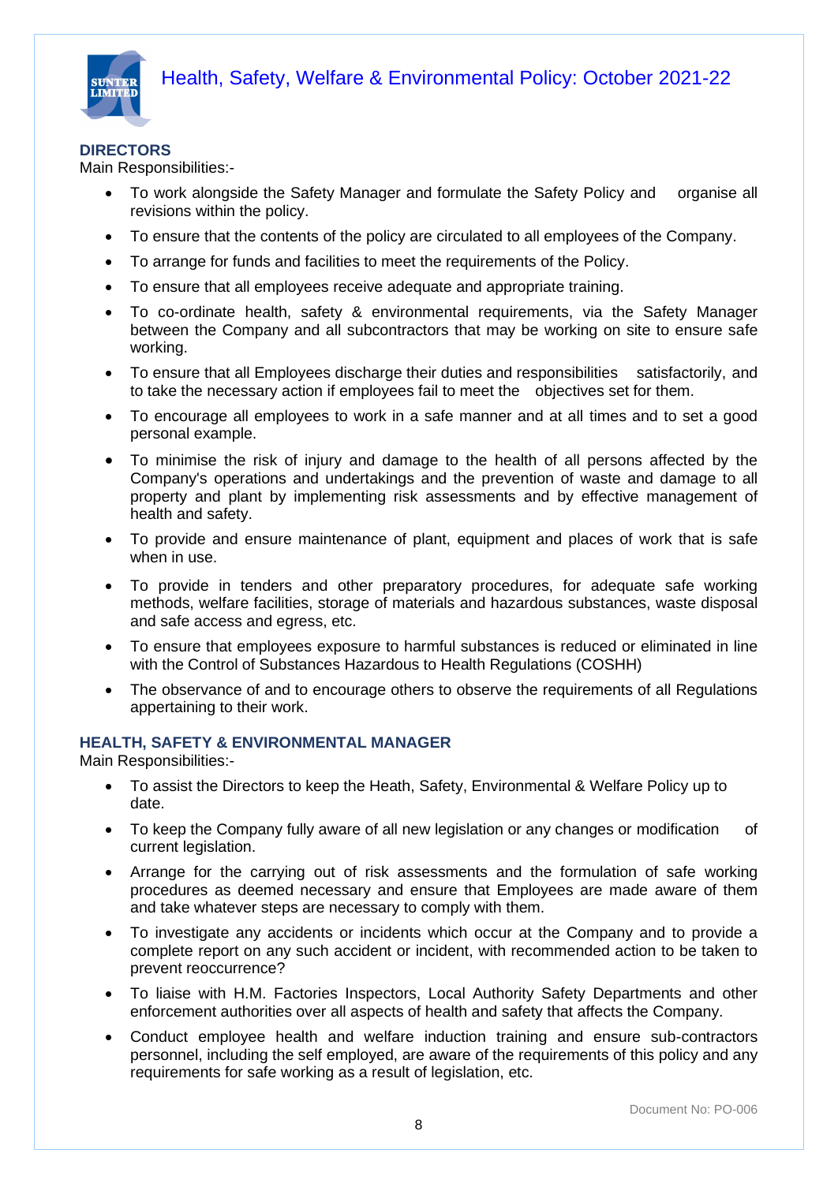## DIRECTORS

Main Responsibilities:-

- To work alongside the Safety Manager and formulate the Safety Policy and organise all revisions within the policy.
- To ensure that the contents of the policy are circulated to all employees of the Company.
- To arrange for funds and facilities to meet the requirements of the Policy.
- To ensure that all employees receive adequate and appropriate training.
- To co-ordinate health, safety & environmental requirements, via the Safety Manager between the Company and all subcontractors that may be working on site to ensure safe working.
- To ensure that all Employees discharge their duties and responsibilities satisfactorily, and to take the necessary action if employees fail to meet the objectives set for them.
- To encourage all employees to work in a safe manner and at all times and to set a good personal example.
- To minimise the risk of injury and damage to the health of all persons affected by the Company's operations and undertakings and the prevention of waste and damage to all property and plant by implementing risk assessments and by effective management of health and safety.
- To provide and ensure maintenance of plant, equipment and places of work that is safe when in use.
- To provide in tenders and other preparatory procedures, for adequate safe working methods, welfare facilities, storage of materials and hazardous substances, waste disposal and safe access and egress, etc.
- To ensure that employees exposure to harmful substances is reduced or eliminated in line with the Control of Substances Hazardous to Health Regulations (COSHH)
- The observance of and to encourage others to observe the requirements of all Regulations appertaining to their work.

## HEALTH, SAFETY & ENVIRONMENTAL MANAGER

Main Responsibilities:-

- To assist the Directors to keep the Heath, Safety, Environmental & Welfare Policy up to date.
- To keep the Company fully aware of all new legislation or any changes or modification of current legislation.
- Arrange for the carrying out of risk assessments and the formulation of safe working procedures as deemed necessary and ensure that Employees are made aware of them and take whatever steps are necessary to comply with them.
- To investigate any accidents or incidents which occur at the Company and to provide a complete report on any such accident or incident, with recommended action to be taken to prevent reoccurrence?
- To liaise with H.M. Factories Inspectors, Local Authority Safety Departments and other enforcement authorities over all aspects of health and safety that affects the Company.
- Conduct employee health and welfare induction training and ensure sub-contractors personnel, including the self employed, are aware of the requirements of this policy and any requirements for safe working as a result of legislation, etc.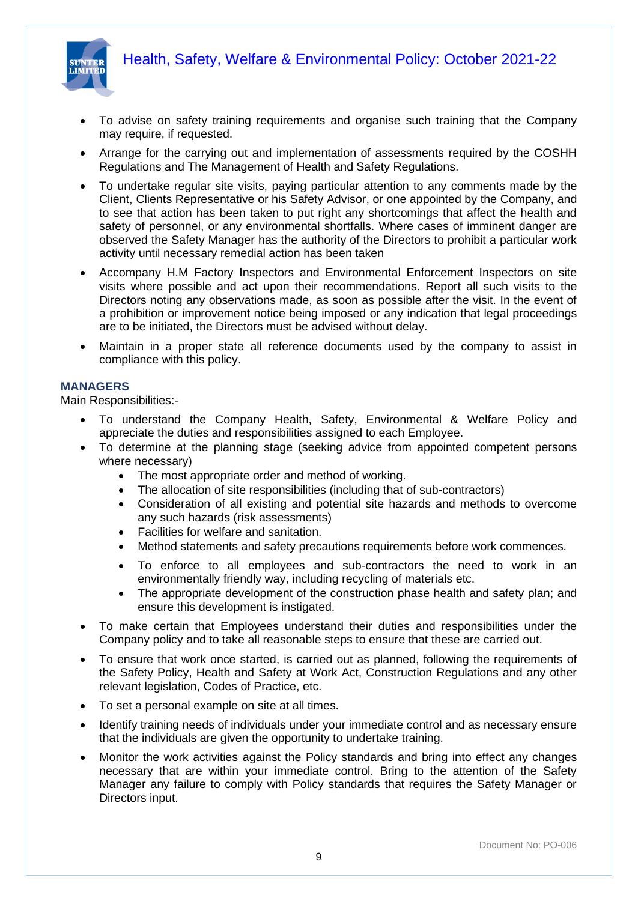- To advise on safety training requirements and organise such training that the Company may require, if requested.
- Arrange for the carrying out and implementation of assessments required by the COSHH Regulations and The Management of Health and Safety Regulations.
- To undertake regular site visits, paying particular attention to any comments made by the Client, Clients Representative or his Safety Advisor, or one appointed by the Company, and to see that action has been taken to put right any shortcomings that affect the health and safety of personnel, or any environmental shortfalls. Where cases of imminent danger are observed the Safety Manager has the authority of the Directors to prohibit a particular work activity until necessary remedial action has been taken
- Accompany H.M Factory Inspectors and Environmental Enforcement Inspectors on site visits where possible and act upon their recommendations. Report all such visits to the Directors noting any observations made, as soon as possible after the visit. In the event of a prohibition or improvement notice being imposed or any indication that legal proceedings are to be initiated, the Directors must be advised without delay.
- Maintain in a proper state all reference documents used by the company to assist in compliance with this policy.

### MANAGERS

Main Responsibilities:-

- To understand the Company Health, Safety, Environmental & Welfare Policy and appreciate the duties and responsibilities assigned to each Employee.
- To determine at the planning stage (seeking advice from appointed competent persons where necessary)
    - The most appropriate order and method of working.
    - The allocation of site responsibilities (including that of sub-contractors)
    - Consideration of all existing and potential site hazards and methods to overcome any such hazards (risk assessments)
    - Facilities for welfare and sanitation.
    - Method statements and safety precautions requirements before work commences.
    - To enforce to all employees and sub-contractors the need to work in an environmentally friendly way, including recycling of materials etc.
    - The appropriate development of the construction phase health and safety plan; and ensure this development is instigated.
- To make certain that Employees understand their duties and responsibilities under the Company policy and to take all reasonable steps to ensure that these are carried out.
- To ensure that work once started, is carried out as planned, following the requirements of the Safety Policy, Health and Safety at Work Act, Construction Regulations and any other relevant legislation, Codes of Practice, etc.
- To set a personal example on site at all times.
- Identify training needs of individuals under your immediate control and as necessary ensure that the individuals are given the opportunity to undertake training.
- Monitor the work activities against the Policy standards and bring into effect any changes necessary that are within your immediate control. Bring to the attention of the Safety Manager any failure to comply with Policy standards that requires the Safety Manager or Directors input.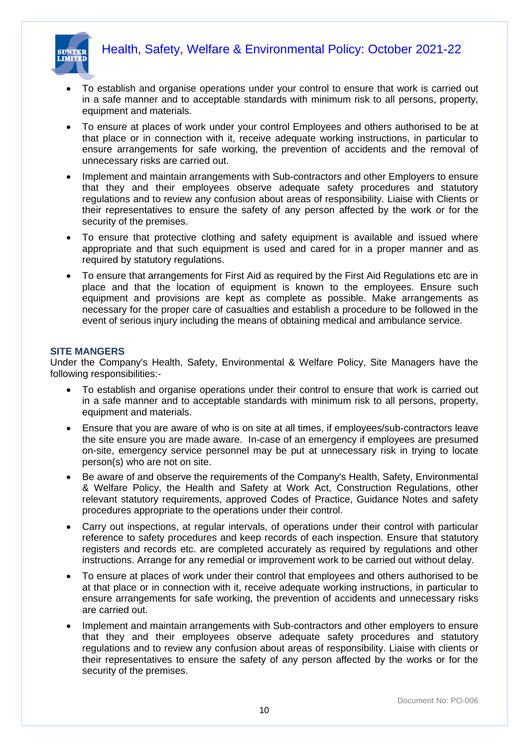- To establish and organise operations under your control to ensure that work is carried out in a safe manner and to acceptable standards with minimum risk to all persons, property, equipment and materials.
- To ensure at places of work under your control Employees and others authorised to be at that place or in connection with it, receive adequate working instructions, in particular to ensure arrangements for safe working, the prevention of accidents and the removal of unnecessary risks are carried out.
- Implement and maintain arrangements with Sub-contractors and other Employers to ensure that they and their employees observe adequate safety procedures and statutory regulations and to review any confusion about areas of responsibility. Liaise with Clients or their representatives to ensure the safety of any person affected by the work or for the security of the premises.
- To ensure that protective clothing and safety equipment is available and issued where appropriate and that such equipment is used and cared for in a proper manner and as required by statutory regulations.
- To ensure that arrangements for First Aid as required by the First Aid Regulations etc are in place and that the location of equipment is known to the employees. Ensure such equipment and provisions are kept as complete as possible. Make arrangements as necessary for the proper care of casualties and establish a procedure to be followed in the event of serious injury including the means of obtaining medical and ambulance service.

### SITE MANGERS

Under the Company's Health, Safety, Environmental & Welfare Policy, Site Managers have the following responsibilities:-

- To establish and organise operations under their control to ensure that work is carried out in a safe manner and to acceptable standards with minimum risk to all persons, property, equipment and materials.
- Ensure that you are aware of who is on site at all times, if employees/sub-contractors leave the site ensure you are made aware. In-case of an emergency if employees are presumed on-site, emergency service personnel may be put at unnecessary risk in trying to locate person(s) who are not on site.
- Be aware of and observe the requirements of the Company's Health, Safety, Environmental & Welfare Policy, the Health and Safety at Work Act, Construction Regulations, other relevant statutory requirements, approved Codes of Practice, Guidance Notes and safety procedures appropriate to the operations under their control.
- Carry out inspections, at regular intervals, of operations under their control with particular reference to safety procedures and keep records of each inspection. Ensure that statutory registers and records etc. are completed accurately as required by regulations and other instructions. Arrange for any remedial or improvement work to be carried out without delay.
- To ensure at places of work under their control that employees and others authorised to be at that place or in connection with it, receive adequate working instructions, in particular to ensure arrangements for safe working, the prevention of accidents and unnecessary risks are carried out.
- Implement and maintain arrangements with Sub-contractors and other employers to ensure that they and their employees observe adequate safety procedures and statutory regulations and to review any confusion about areas of responsibility. Liaise with clients or their representatives to ensure the safety of any person affected by the works or for the security of the premises.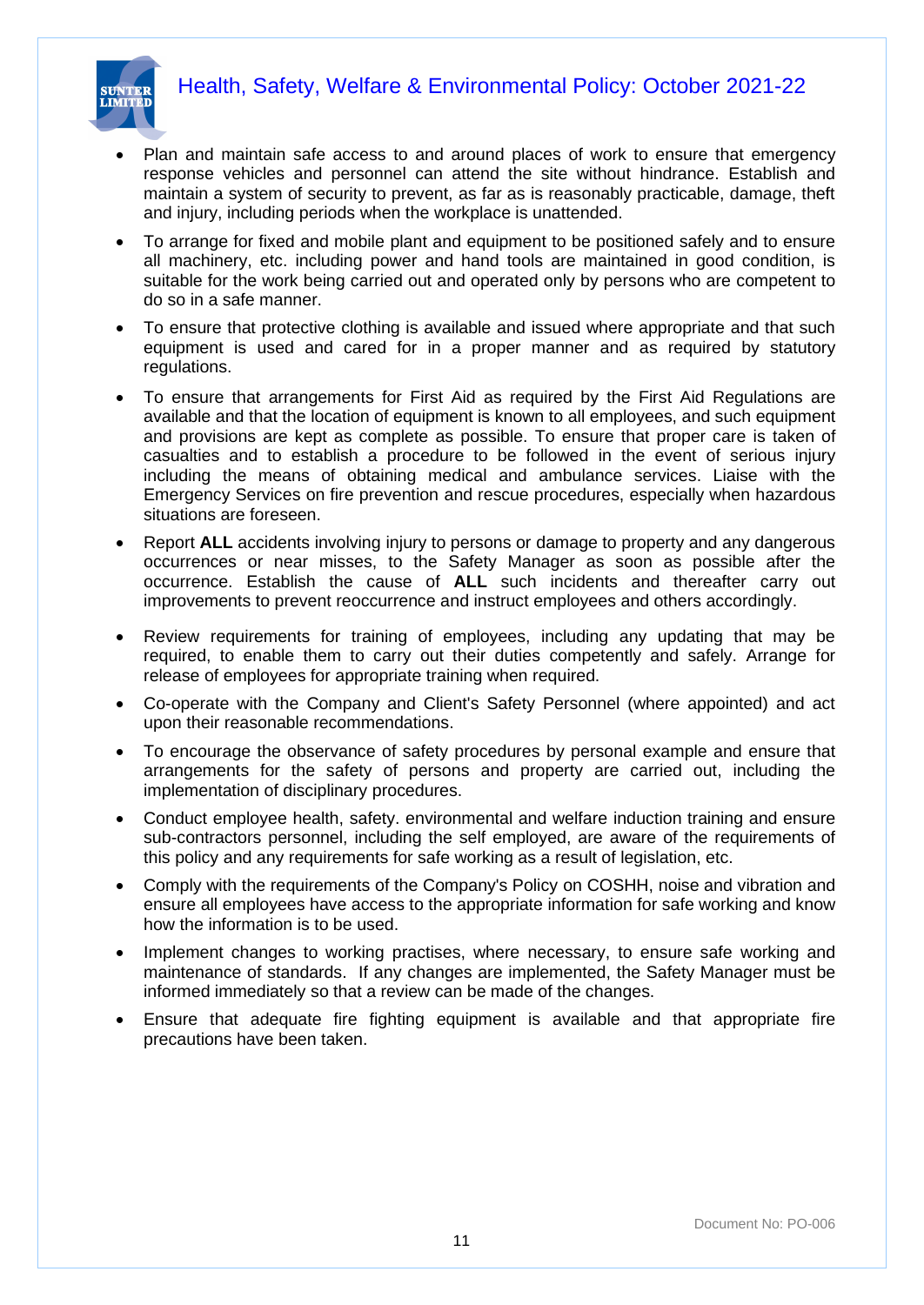- Plan and maintain safe access to and around places of work to ensure that emergency response vehicles and personnel can attend the site without hindrance. Establish and maintain a system of security to prevent, as far as is reasonably practicable, damage, theft and injury, including periods when the workplace is unattended.
- To arrange for fixed and mobile plant and equipment to be positioned safely and to ensure all machinery, etc. including power and hand tools are maintained in good condition, is suitable for the work being carried out and operated only by persons who are competent to do so in a safe manner.
- To ensure that protective clothing is available and issued where appropriate and that such equipment is used and cared for in a proper manner and as required by statutory regulations.
- To ensure that arrangements for First Aid as required by the First Aid Regulations are available and that the location of equipment is known to all employees, and such equipment and provisions are kept as complete as possible. To ensure that proper care is taken of casualties and to establish a procedure to be followed in the event of serious injury including the means of obtaining medical and ambulance services. Liaise with the Emergency Services on fire prevention and rescue procedures, especially when hazardous situations are foreseen.
- Report **ALL** accidents involving injury to persons or damage to property and any dangerous occurrences or near misses, to the Safety Manager as soon as possible after the occurrence. Establish the cause of **ALL** such incidents and thereafter carry out improvements to prevent reoccurrence and instruct employees and others accordingly.
- Review requirements for training of employees, including any updating that may be required, to enable them to carry out their duties competently and safely. Arrange for release of employees for appropriate training when required.
- Co-operate with the Company and Client's Safety Personnel (where appointed) and act upon their reasonable recommendations.
- To encourage the observance of safety procedures by personal example and ensure that arrangements for the safety of persons and property are carried out, including the implementation of disciplinary procedures.
- Conduct employee health, safety. environmental and welfare induction training and ensure sub-contractors personnel, including the self employed, are aware of the requirements of this policy and any requirements for safe working as a result of legislation, etc.
- Comply with the requirements of the Company's Policy on COSHH, noise and vibration and ensure all employees have access to the appropriate information for safe working and know how the information is to be used.
- Implement changes to working practises, where necessary, to ensure safe working and maintenance of standards. If any changes are implemented, the Safety Manager must be informed immediately so that a review can be made of the changes.
- Ensure that adequate fire fighting equipment is available and that appropriate fire precautions have been taken.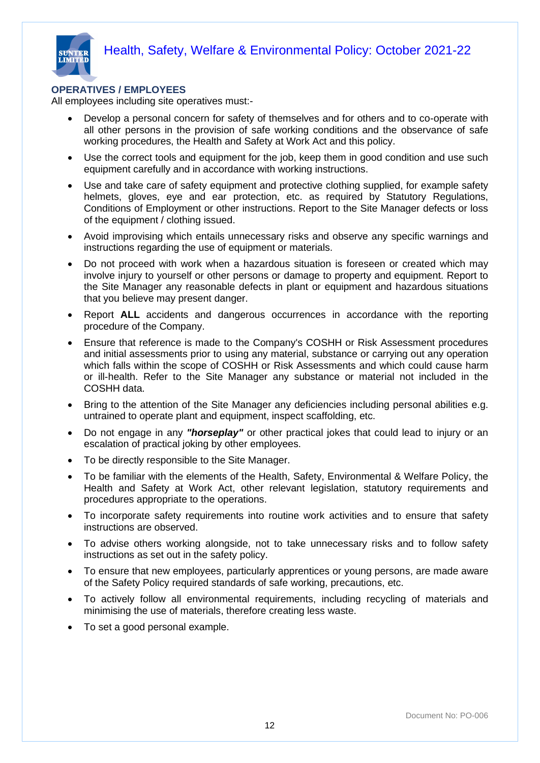## OPERATIVES / EMPLOYEES

All employees including site operatives must:-

- Develop a personal concern for safety of themselves and for others and to co-operate with all other persons in the provision of safe working conditions and the observance of safe working procedures, the Health and Safety at Work Act and this policy.
- Use the correct tools and equipment for the job, keep them in good condition and use such equipment carefully and in accordance with working instructions.
- Use and take care of safety equipment and protective clothing supplied, for example safety helmets, gloves, eye and ear protection, etc. as required by Statutory Regulations, Conditions of Employment or other instructions. Report to the Site Manager defects or loss of the equipment / clothing issued.
- Avoid improvising which entails unnecessary risks and observe any specific warnings and instructions regarding the use of equipment or materials.
- Do not proceed with work when a hazardous situation is foreseen or created which may involve injury to yourself or other persons or damage to property and equipment. Report to the Site Manager any reasonable defects in plant or equipment and hazardous situations that you believe may present danger.
- Report **ALL** accidents and dangerous occurrences in accordance with the reporting procedure of the Company.
- Ensure that reference is made to the Company's COSHH or Risk Assessment procedures and initial assessments prior to using any material, substance or carrying out any operation which falls within the scope of COSHH or Risk Assessments and which could cause harm or ill-health. Refer to the Site Manager any substance or material not included in the COSHH data.
- Bring to the attention of the Site Manager any deficiencies including personal abilities e.g. untrained to operate plant and equipment, inspect scaffolding, etc.
- Do not engage in any ***"horseplay"*** or other practical jokes that could lead to injury or an escalation of practical joking by other employees.
- To be directly responsible to the Site Manager.
- To be familiar with the elements of the Health, Safety, Environmental & Welfare Policy, the Health and Safety at Work Act, other relevant legislation, statutory requirements and procedures appropriate to the operations.
- To incorporate safety requirements into routine work activities and to ensure that safety instructions are observed.
- To advise others working alongside, not to take unnecessary risks and to follow safety instructions as set out in the safety policy.
- To ensure that new employees, particularly apprentices or young persons, are made aware of the Safety Policy required standards of safe working, precautions, etc.
- To actively follow all environmental requirements, including recycling of materials and minimising the use of materials, therefore creating less waste.
- To set a good personal example.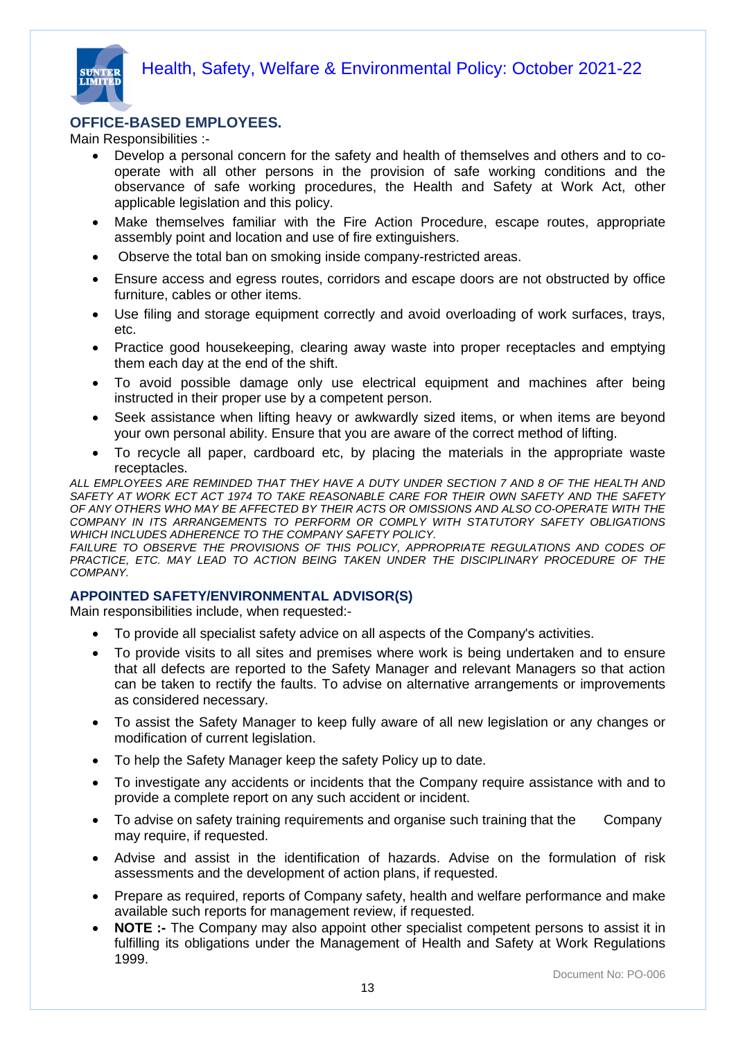## OFFICE-BASED EMPLOYEES.

Main Responsibilities :-

- Develop a personal concern for the safety and health of themselves and others and to co-operate with all other persons in the provision of safe working conditions and the observance of safe working procedures, the Health and Safety at Work Act, other applicable legislation and this policy.
- Make themselves familiar with the Fire Action Procedure, escape routes, appropriate assembly point and location and use of fire extinguishers.
- Observe the total ban on smoking inside company-restricted areas.
- Ensure access and egress routes, corridors and escape doors are not obstructed by office furniture, cables or other items.
- Use filing and storage equipment correctly and avoid overloading of work surfaces, trays, etc.
- Practice good housekeeping, clearing away waste into proper receptacles and emptying them each day at the end of the shift.
- To avoid possible damage only use electrical equipment and machines after being instructed in their proper use by a competent person.
- Seek assistance when lifting heavy or awkwardly sized items, or when items are beyond your own personal ability. Ensure that you are aware of the correct method of lifting.
- To recycle all paper, cardboard etc, by placing the materials in the appropriate waste receptacles.

*ALL EMPLOYEES ARE REMINDED THAT THEY HAVE A DUTY UNDER SECTION 7 AND 8 OF THE HEALTH AND SAFETY AT WORK ECT ACT 1974 TO TAKE REASONABLE CARE FOR THEIR OWN SAFETY AND THE SAFETY OF ANY OTHERS WHO MAY BE AFFECTED BY THEIR ACTS OR OMISSIONS AND ALSO CO-OPERATE WITH THE COMPANY IN ITS ARRANGEMENTS TO PERFORM OR COMPLY WITH STATUTORY SAFETY OBLIGATIONS WHICH INCLUDES ADHERENCE TO THE COMPANY SAFETY POLICY.*

*FAILURE TO OBSERVE THE PROVISIONS OF THIS POLICY, APPROPRIATE REGULATIONS AND CODES OF PRACTICE, ETC. MAY LEAD TO ACTION BEING TAKEN UNDER THE DISCIPLINARY PROCEDURE OF THE COMPANY.*

## APPOINTED SAFETY/ENVIRONMENTAL ADVISOR(S)

Main responsibilities include, when requested:-

- To provide all specialist safety advice on all aspects of the Company's activities.
- To provide visits to all sites and premises where work is being undertaken and to ensure that all defects are reported to the Safety Manager and relevant Managers so that action can be taken to rectify the faults. To advise on alternative arrangements or improvements as considered necessary.
- To assist the Safety Manager to keep fully aware of all new legislation or any changes or modification of current legislation.
- To help the Safety Manager keep the safety Policy up to date.
- To investigate any accidents or incidents that the Company require assistance with and to provide a complete report on any such accident or incident.
- To advise on safety training requirements and organise such training that the Company may require, if requested.
- Advise and assist in the identification of hazards. Advise on the formulation of risk assessments and the development of action plans, if requested.
- Prepare as required, reports of Company safety, health and welfare performance and make available such reports for management review, if requested.
- **NOTE :-** The Company may also appoint other specialist competent persons to assist it in fulfilling its obligations under the Management of Health and Safety at Work Regulations 1999.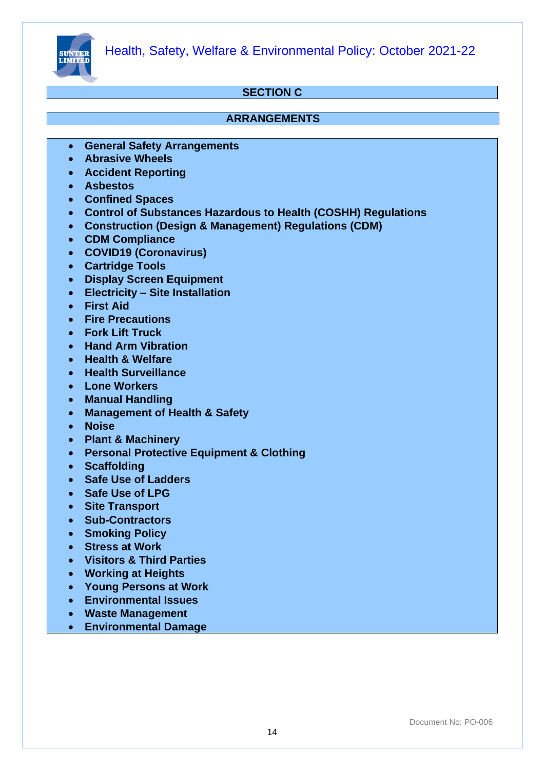## SECTION C

## ARRANGEMENTS

- **General Safety Arrangements**
- **Abrasive Wheels**
- **Accident Reporting**
- **Asbestos**
- **Confined Spaces**
- **Control of Substances Hazardous to Health (COSHH) Regulations**
- **Construction (Design & Management) Regulations (CDM)**
- **CDM Compliance**
- **COVID19 (Coronavirus)**
- **Cartridge Tools**
- **Display Screen Equipment**
- **Electricity – Site Installation**
- **First Aid**
- **Fire Precautions**
- **Fork Lift Truck**
- **Hand Arm Vibration**
- **Health & Welfare**
- **Health Surveillance**
- **Lone Workers**
- **Manual Handling**
- **Management of Health & Safety**
- **Noise**
- **Plant & Machinery**
- **Personal Protective Equipment & Clothing**
- **Scaffolding**
- **Safe Use of Ladders**
- **Safe Use of LPG**
- **Site Transport**
- **Sub-Contractors**
- **Smoking Policy**
- **Stress at Work**
- **Visitors & Third Parties**
- **Working at Heights**
- **Young Persons at Work**
- **Environmental Issues**
- **Waste Management**
- **Environmental Damage**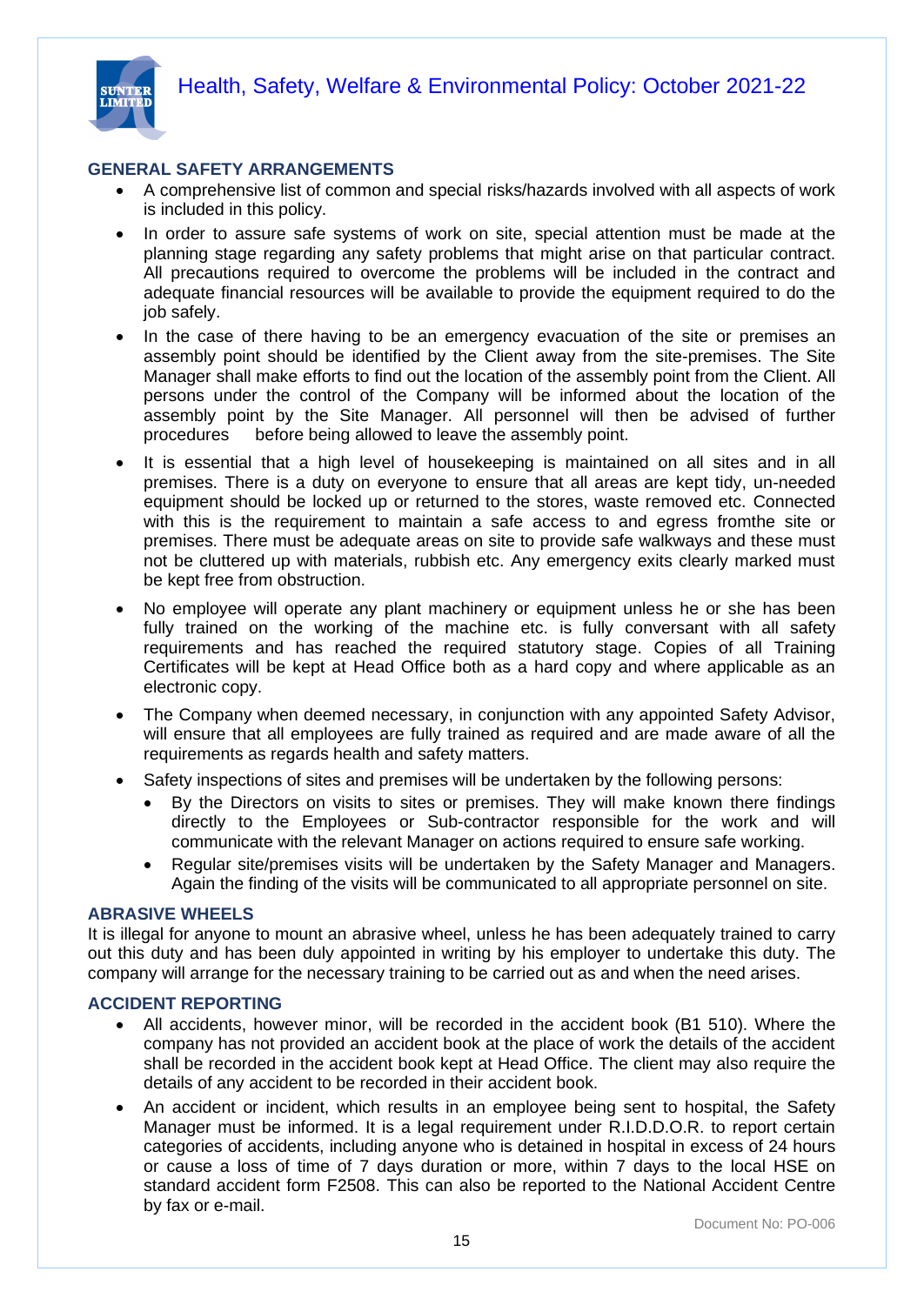## GENERAL SAFETY ARRANGEMENTS

- A comprehensive list of common and special risks/hazards involved with all aspects of work is included in this policy.
- In order to assure safe systems of work on site, special attention must be made at the planning stage regarding any safety problems that might arise on that particular contract. All precautions required to overcome the problems will be included in the contract and adequate financial resources will be available to provide the equipment required to do the job safely.
- In the case of there having to be an emergency evacuation of the site or premises an assembly point should be identified by the Client away from the site-premises. The Site Manager shall make efforts to find out the location of the assembly point from the Client. All persons under the control of the Company will be informed about the location of the assembly point by the Site Manager. All personnel will then be advised of further procedures before being allowed to leave the assembly point.
- It is essential that a high level of housekeeping is maintained on all sites and in all premises. There is a duty on everyone to ensure that all areas are kept tidy, un-needed equipment should be locked up or returned to the stores, waste removed etc. Connected with this is the requirement to maintain a safe access to and egress fromthe site or premises. There must be adequate areas on site to provide safe walkways and these must not be cluttered up with materials, rubbish etc. Any emergency exits clearly marked must be kept free from obstruction.
- No employee will operate any plant machinery or equipment unless he or she has been fully trained on the working of the machine etc. is fully conversant with all safety requirements and has reached the required statutory stage. Copies of all Training Certificates will be kept at Head Office both as a hard copy and where applicable as an electronic copy.
- The Company when deemed necessary, in conjunction with any appointed Safety Advisor, will ensure that all employees are fully trained as required and are made aware of all the requirements as regards health and safety matters.
- Safety inspections of sites and premises will be undertaken by the following persons:
  - By the Directors on visits to sites or premises. They will make known there findings directly to the Employees or Sub-contractor responsible for the work and will communicate with the relevant Manager on actions required to ensure safe working.
  - Regular site/premises visits will be undertaken by the Safety Manager and Managers. Again the finding of the visits will be communicated to all appropriate personnel on site.

## ABRASIVE WHEELS

It is illegal for anyone to mount an abrasive wheel, unless he has been adequately trained to carry out this duty and has been duly appointed in writing by his employer to undertake this duty. The company will arrange for the necessary training to be carried out as and when the need arises.

## ACCIDENT REPORTING

- All accidents, however minor, will be recorded in the accident book (B1 510). Where the company has not provided an accident book at the place of work the details of the accident shall be recorded in the accident book kept at Head Office. The client may also require the details of any accident to be recorded in their accident book.
- An accident or incident, which results in an employee being sent to hospital, the Safety Manager must be informed. It is a legal requirement under R.I.D.D.O.R. to report certain categories of accidents, including anyone who is detained in hospital in excess of 24 hours or cause a loss of time of 7 days duration or more, within 7 days to the local HSE on standard accident form F2508. This can also be reported to the National Accident Centre by fax or e-mail.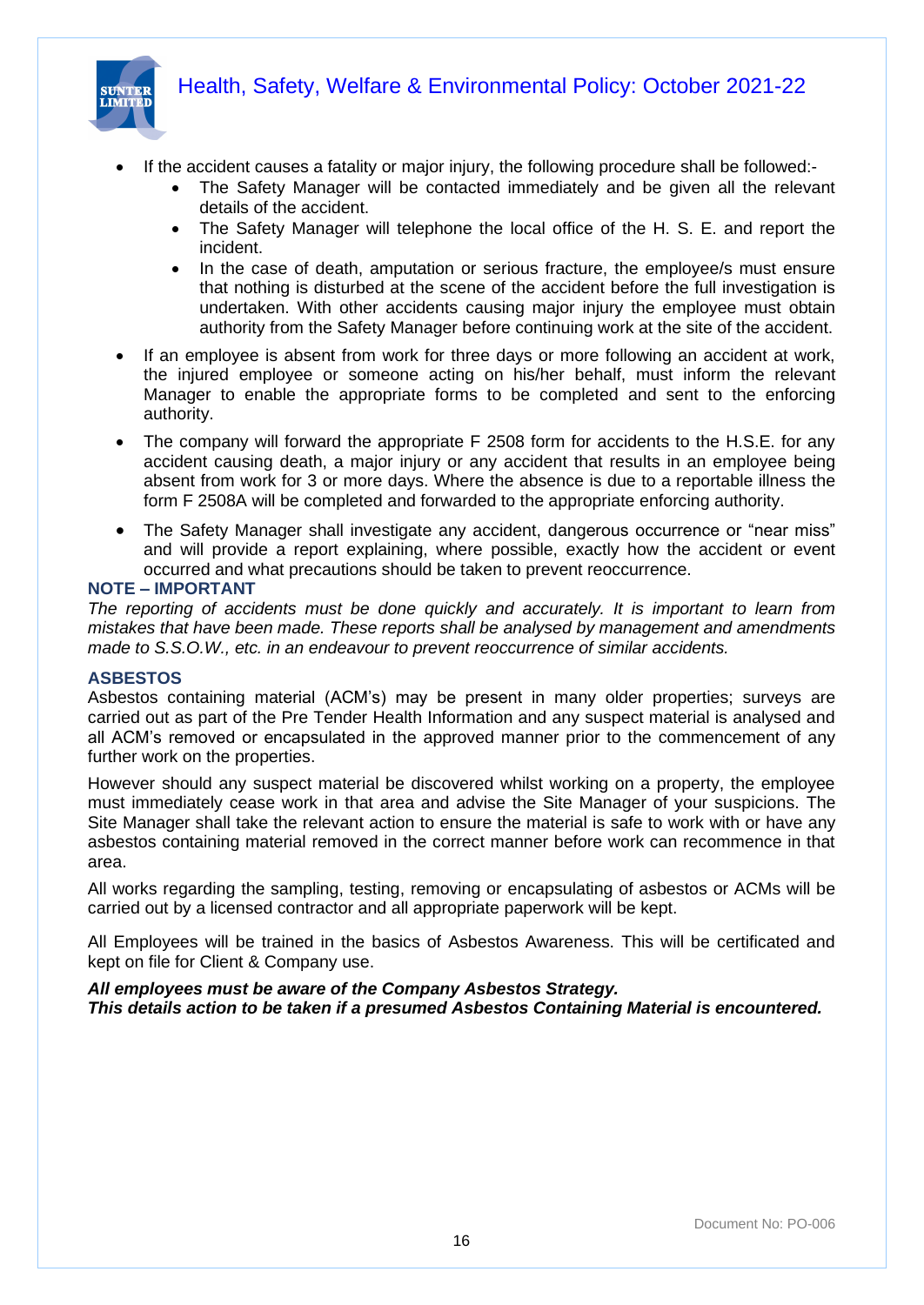- If the accident causes a fatality or major injury, the following procedure shall be followed:-
    - The Safety Manager will be contacted immediately and be given all the relevant details of the accident.
    - The Safety Manager will telephone the local office of the H. S. E. and report the incident.
    - In the case of death, amputation or serious fracture, the employee/s must ensure that nothing is disturbed at the scene of the accident before the full investigation is undertaken. With other accidents causing major injury the employee must obtain authority from the Safety Manager before continuing work at the site of the accident.
- If an employee is absent from work for three days or more following an accident at work, the injured employee or someone acting on his/her behalf, must inform the relevant Manager to enable the appropriate forms to be completed and sent to the enforcing authority.
- The company will forward the appropriate F 2508 form for accidents to the H.S.E. for any accident causing death, a major injury or any accident that results in an employee being absent from work for 3 or more days. Where the absence is due to a reportable illness the form F 2508A will be completed and forwarded to the appropriate enforcing authority.
- The Safety Manager shall investigate any accident, dangerous occurrence or "near miss" and will provide a report explaining, where possible, exactly how the accident or event occurred and what precautions should be taken to prevent reoccurrence.

**NOTE – IMPORTANT**

*The reporting of accidents must be done quickly and accurately. It is important to learn from mistakes that have been made. These reports shall be analysed by management and amendments made to S.S.O.W., etc. in an endeavour to prevent reoccurrence of similar accidents.*

## ASBESTOS

Asbestos containing material (ACM's) may be present in many older properties; surveys are carried out as part of the Pre Tender Health Information and any suspect material is analysed and all ACM's removed or encapsulated in the approved manner prior to the commencement of any further work on the properties.

However should any suspect material be discovered whilst working on a property, the employee must immediately cease work in that area and advise the Site Manager of your suspicions. The Site Manager shall take the relevant action to ensure the material is safe to work with or have any asbestos containing material removed in the correct manner before work can recommence in that area.

All works regarding the sampling, testing, removing or encapsulating of asbestos or ACMs will be carried out by a licensed contractor and all appropriate paperwork will be kept.

All Employees will be trained in the basics of Asbestos Awareness. This will be certificated and kept on file for Client & Company use.

***All employees must be aware of the Company Asbestos Strategy.***
***This details action to be taken if a presumed Asbestos Containing Material is encountered.***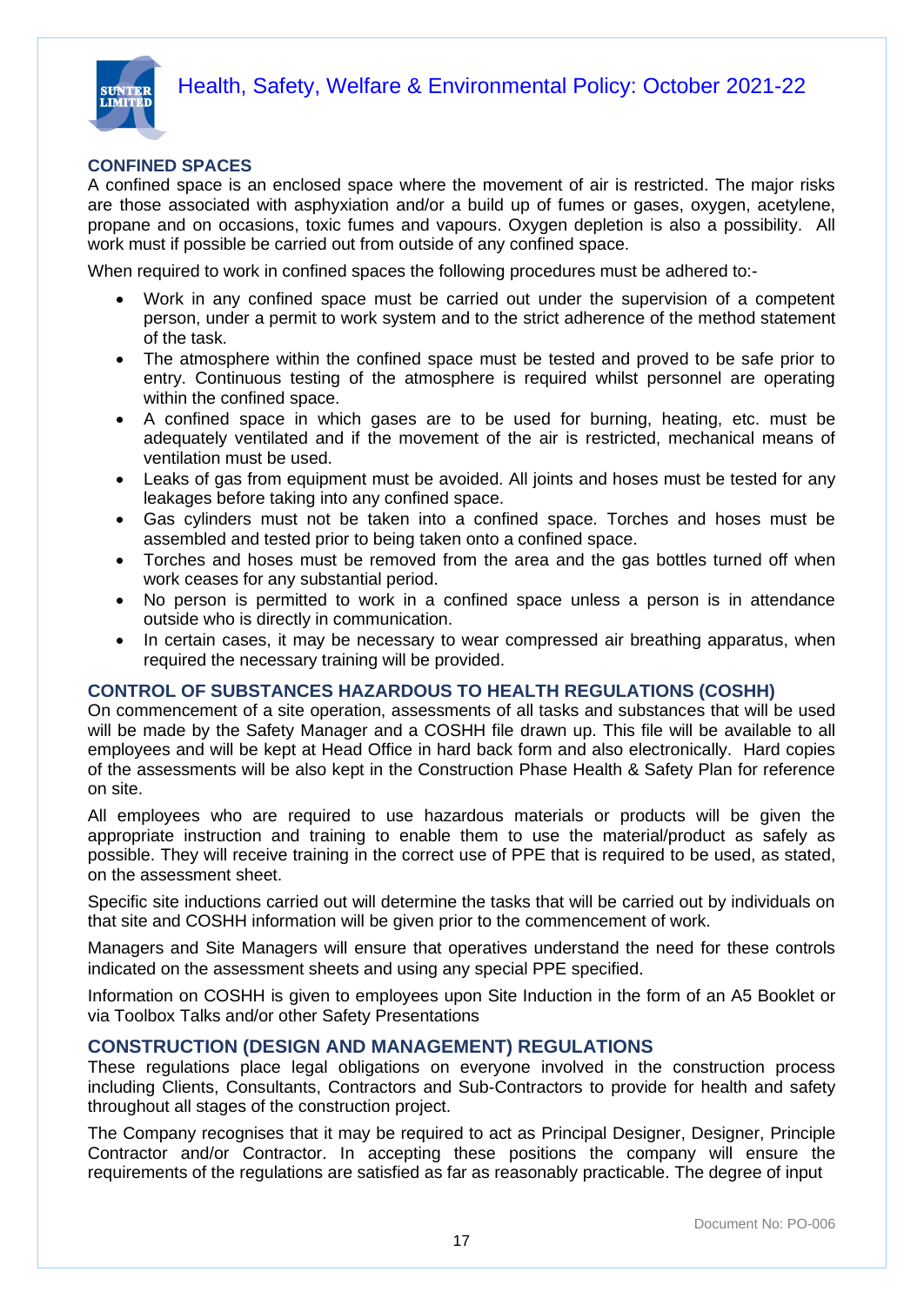## CONFINED SPACES

A confined space is an enclosed space where the movement of air is restricted. The major risks are those associated with asphyxiation and/or a build up of fumes or gases, oxygen, acetylene, propane and on occasions, toxic fumes and vapours. Oxygen depletion is also a possibility. All work must if possible be carried out from outside of any confined space.

When required to work in confined spaces the following procedures must be adhered to:-

- Work in any confined space must be carried out under the supervision of a competent person, under a permit to work system and to the strict adherence of the method statement of the task.
- The atmosphere within the confined space must be tested and proved to be safe prior to entry. Continuous testing of the atmosphere is required whilst personnel are operating within the confined space.
- A confined space in which gases are to be used for burning, heating, etc. must be adequately ventilated and if the movement of the air is restricted, mechanical means of ventilation must be used.
- Leaks of gas from equipment must be avoided. All joints and hoses must be tested for any leakages before taking into any confined space.
- Gas cylinders must not be taken into a confined space. Torches and hoses must be assembled and tested prior to being taken onto a confined space.
- Torches and hoses must be removed from the area and the gas bottles turned off when work ceases for any substantial period.
- No person is permitted to work in a confined space unless a person is in attendance outside who is directly in communication.
- In certain cases, it may be necessary to wear compressed air breathing apparatus, when required the necessary training will be provided.

## CONTROL OF SUBSTANCES HAZARDOUS TO HEALTH REGULATIONS (COSHH)

On commencement of a site operation, assessments of all tasks and substances that will be used will be made by the Safety Manager and a COSHH file drawn up. This file will be available to all employees and will be kept at Head Office in hard back form and also electronically. Hard copies of the assessments will be also kept in the Construction Phase Health & Safety Plan for reference on site.

All employees who are required to use hazardous materials or products will be given the appropriate instruction and training to enable them to use the material/product as safely as possible. They will receive training in the correct use of PPE that is required to be used, as stated, on the assessment sheet.

Specific site inductions carried out will determine the tasks that will be carried out by individuals on that site and COSHH information will be given prior to the commencement of work.

Managers and Site Managers will ensure that operatives understand the need for these controls indicated on the assessment sheets and using any special PPE specified.

Information on COSHH is given to employees upon Site Induction in the form of an A5 Booklet or via Toolbox Talks and/or other Safety Presentations

## CONSTRUCTION (DESIGN AND MANAGEMENT) REGULATIONS

These regulations place legal obligations on everyone involved in the construction process including Clients, Consultants, Contractors and Sub-Contractors to provide for health and safety throughout all stages of the construction project.

The Company recognises that it may be required to act as Principal Designer, Designer, Principle Contractor and/or Contractor. In accepting these positions the company will ensure the requirements of the regulations are satisfied as far as reasonably practicable. The degree of input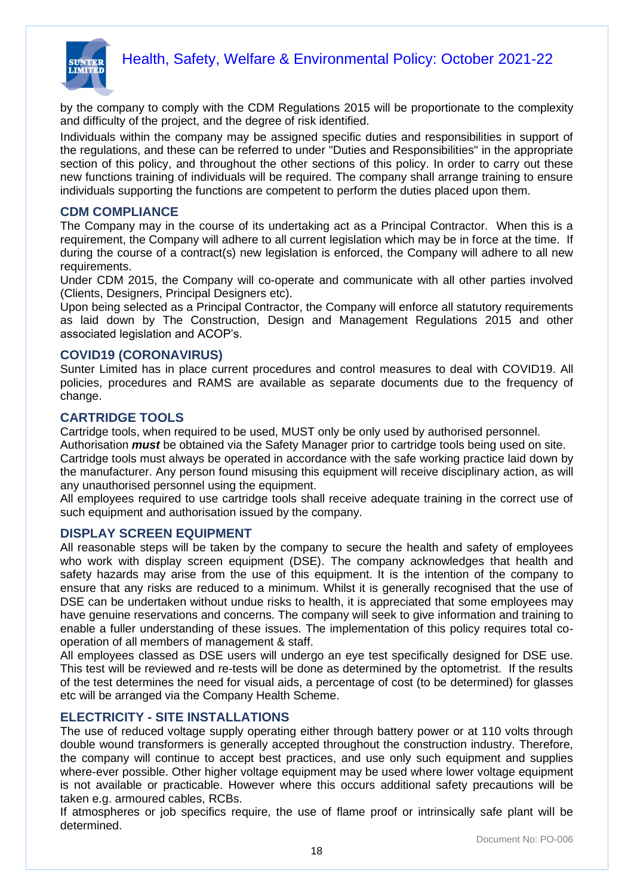by the company to comply with the CDM Regulations 2015 will be proportionate to the complexity and difficulty of the project, and the degree of risk identified.

Individuals within the company may be assigned specific duties and responsibilities in support of the regulations, and these can be referred to under "Duties and Responsibilities" in the appropriate section of this policy, and throughout the other sections of this policy. In order to carry out these new functions training of individuals will be required. The company shall arrange training to ensure individuals supporting the functions are competent to perform the duties placed upon them.

## CDM COMPLIANCE

The Company may in the course of its undertaking act as a Principal Contractor. When this is a requirement, the Company will adhere to all current legislation which may be in force at the time. If during the course of a contract(s) new legislation is enforced, the Company will adhere to all new requirements.

Under CDM 2015, the Company will co-operate and communicate with all other parties involved (Clients, Designers, Principal Designers etc).

Upon being selected as a Principal Contractor, the Company will enforce all statutory requirements as laid down by The Construction, Design and Management Regulations 2015 and other associated legislation and ACOP's.

## COVID19 (CORONAVIRUS)

Sunter Limited has in place current procedures and control measures to deal with COVID19. All policies, procedures and RAMS are available as separate documents due to the frequency of change.

## CARTRIDGE TOOLS

Cartridge tools, when required to be used, MUST only be only used by authorised personnel.

Authorisation ***must*** be obtained via the Safety Manager prior to cartridge tools being used on site.

Cartridge tools must always be operated in accordance with the safe working practice laid down by the manufacturer. Any person found misusing this equipment will receive disciplinary action, as will any unauthorised personnel using the equipment.

All employees required to use cartridge tools shall receive adequate training in the correct use of such equipment and authorisation issued by the company.

## DISPLAY SCREEN EQUIPMENT

All reasonable steps will be taken by the company to secure the health and safety of employees who work with display screen equipment (DSE). The company acknowledges that health and safety hazards may arise from the use of this equipment. It is the intention of the company to ensure that any risks are reduced to a minimum. Whilst it is generally recognised that the use of DSE can be undertaken without undue risks to health, it is appreciated that some employees may have genuine reservations and concerns. The company will seek to give information and training to enable a fuller understanding of these issues. The implementation of this policy requires total co-operation of all members of management & staff.

All employees classed as DSE users will undergo an eye test specifically designed for DSE use. This test will be reviewed and re-tests will be done as determined by the optometrist. If the results of the test determines the need for visual aids, a percentage of cost (to be determined) for glasses etc will be arranged via the Company Health Scheme.

## ELECTRICITY - SITE INSTALLATIONS

The use of reduced voltage supply operating either through battery power or at 110 volts through double wound transformers is generally accepted throughout the construction industry. Therefore, the company will continue to accept best practices, and use only such equipment and supplies where-ever possible. Other higher voltage equipment may be used where lower voltage equipment is not available or practicable. However where this occurs additional safety precautions will be taken e.g. armoured cables, RCBs.

If atmospheres or job specifics require, the use of flame proof or intrinsically safe plant will be determined.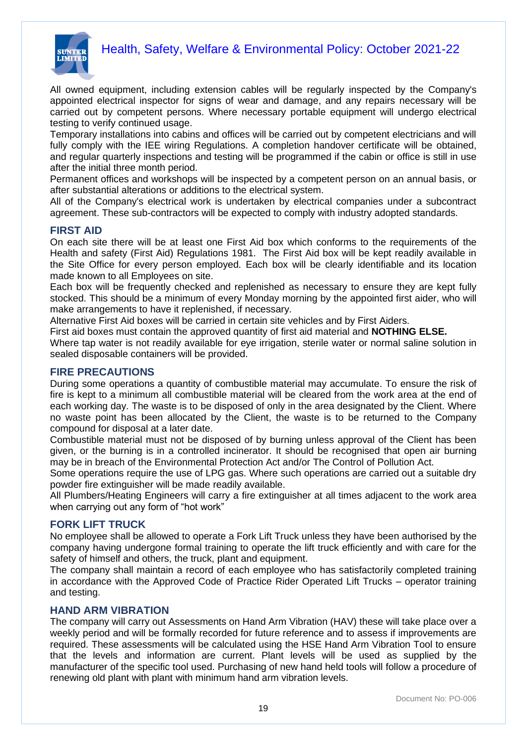All owned equipment, including extension cables will be regularly inspected by the Company's appointed electrical inspector for signs of wear and damage, and any repairs necessary will be carried out by competent persons. Where necessary portable equipment will undergo electrical testing to verify continued usage.

Temporary installations into cabins and offices will be carried out by competent electricians and will fully comply with the IEE wiring Regulations. A completion handover certificate will be obtained, and regular quarterly inspections and testing will be programmed if the cabin or office is still in use after the initial three month period.

Permanent offices and workshops will be inspected by a competent person on an annual basis, or after substantial alterations or additions to the electrical system.

All of the Company's electrical work is undertaken by electrical companies under a subcontract agreement. These sub-contractors will be expected to comply with industry adopted standards.

## FIRST AID

On each site there will be at least one First Aid box which conforms to the requirements of the Health and safety (First Aid) Regulations 1981. The First Aid box will be kept readily available in the Site Office for every person employed. Each box will be clearly identifiable and its location made known to all Employees on site.

Each box will be frequently checked and replenished as necessary to ensure they are kept fully stocked. This should be a minimum of every Monday morning by the appointed first aider, who will make arrangements to have it replenished, if necessary.

Alternative First Aid boxes will be carried in certain site vehicles and by First Aiders.

First aid boxes must contain the approved quantity of first aid material and **NOTHING ELSE.**

Where tap water is not readily available for eye irrigation, sterile water or normal saline solution in sealed disposable containers will be provided.

## FIRE PRECAUTIONS

During some operations a quantity of combustible material may accumulate. To ensure the risk of fire is kept to a minimum all combustible material will be cleared from the work area at the end of each working day. The waste is to be disposed of only in the area designated by the Client. Where no waste point has been allocated by the Client, the waste is to be returned to the Company compound for disposal at a later date.

Combustible material must not be disposed of by burning unless approval of the Client has been given, or the burning is in a controlled incinerator. It should be recognised that open air burning may be in breach of the Environmental Protection Act and/or The Control of Pollution Act.

Some operations require the use of LPG gas. Where such operations are carried out a suitable dry powder fire extinguisher will be made readily available.

All Plumbers/Heating Engineers will carry a fire extinguisher at all times adjacent to the work area when carrying out any form of "hot work"

## FORK LIFT TRUCK

No employee shall be allowed to operate a Fork Lift Truck unless they have been authorised by the company having undergone formal training to operate the lift truck efficiently and with care for the safety of himself and others, the truck, plant and equipment.

The company shall maintain a record of each employee who has satisfactorily completed training in accordance with the Approved Code of Practice Rider Operated Lift Trucks – operator training and testing.

## HAND ARM VIBRATION

The company will carry out Assessments on Hand Arm Vibration (HAV) these will take place over a weekly period and will be formally recorded for future reference and to assess if improvements are required. These assessments will be calculated using the HSE Hand Arm Vibration Tool to ensure that the levels and information are current. Plant levels will be used as supplied by the manufacturer of the specific tool used. Purchasing of new hand held tools will follow a procedure of renewing old plant with plant with minimum hand arm vibration levels.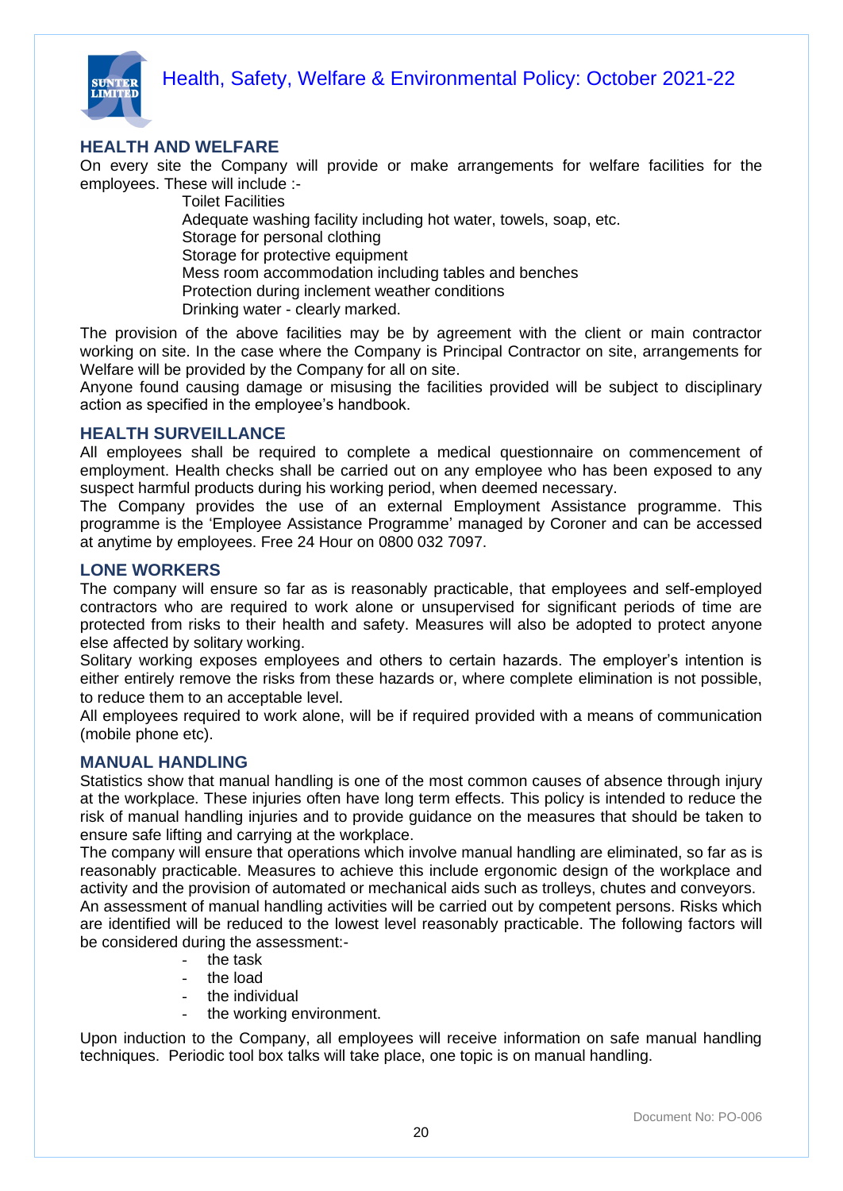## HEALTH AND WELFARE

On every site the Company will provide or make arrangements for welfare facilities for the employees. These will include :-

- Toilet Facilities
- Adequate washing facility including hot water, towels, soap, etc.
- Storage for personal clothing
- Storage for protective equipment
- Mess room accommodation including tables and benches
- Protection during inclement weather conditions
- Drinking water - clearly marked.

The provision of the above facilities may be by agreement with the client or main contractor working on site. In the case where the Company is Principal Contractor on site, arrangements for Welfare will be provided by the Company for all on site.

Anyone found causing damage or misusing the facilities provided will be subject to disciplinary action as specified in the employee's handbook.

## HEALTH SURVEILLANCE

All employees shall be required to complete a medical questionnaire on commencement of employment. Health checks shall be carried out on any employee who has been exposed to any suspect harmful products during his working period, when deemed necessary.

The Company provides the use of an external Employment Assistance programme. This programme is the 'Employee Assistance Programme' managed by Coroner and can be accessed at anytime by employees. Free 24 Hour on 0800 032 7097.

## LONE WORKERS

The company will ensure so far as is reasonably practicable, that employees and self-employed contractors who are required to work alone or unsupervised for significant periods of time are protected from risks to their health and safety. Measures will also be adopted to protect anyone else affected by solitary working.

Solitary working exposes employees and others to certain hazards. The employer's intention is either entirely remove the risks from these hazards or, where complete elimination is not possible, to reduce them to an acceptable level.

All employees required to work alone, will be if required provided with a means of communication (mobile phone etc).

## MANUAL HANDLING

Statistics show that manual handling is one of the most common causes of absence through injury at the workplace. These injuries often have long term effects. This policy is intended to reduce the risk of manual handling injuries and to provide guidance on the measures that should be taken to ensure safe lifting and carrying at the workplace.

The company will ensure that operations which involve manual handling are eliminated, so far as is reasonably practicable. Measures to achieve this include ergonomic design of the workplace and activity and the provision of automated or mechanical aids such as trolleys, chutes and conveyors.

An assessment of manual handling activities will be carried out by competent persons. Risks which are identified will be reduced to the lowest level reasonably practicable. The following factors will be considered during the assessment:-

- the task
- the load
- the individual
- the working environment.

Upon induction to the Company, all employees will receive information on safe manual handling techniques. Periodic tool box talks will take place, one topic is on manual handling.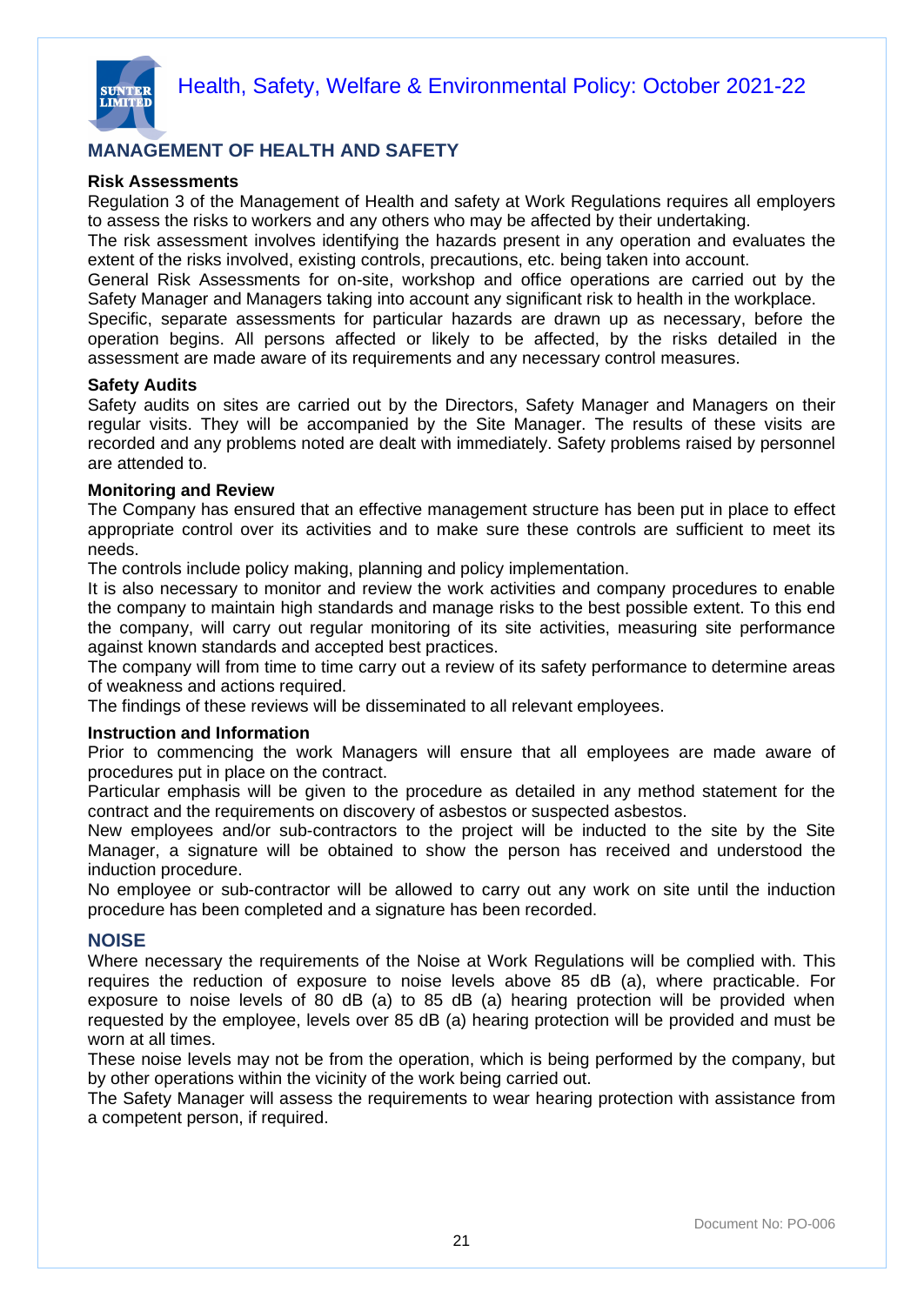## MANAGEMENT OF HEALTH AND SAFETY

**Risk Assessments**

Regulation 3 of the Management of Health and safety at Work Regulations requires all employers to assess the risks to workers and any others who may be affected by their undertaking.

The risk assessment involves identifying the hazards present in any operation and evaluates the extent of the risks involved, existing controls, precautions, etc. being taken into account.

General Risk Assessments for on-site, workshop and office operations are carried out by the Safety Manager and Managers taking into account any significant risk to health in the workplace.

Specific, separate assessments for particular hazards are drawn up as necessary, before the operation begins. All persons affected or likely to be affected, by the risks detailed in the assessment are made aware of its requirements and any necessary control measures.

**Safety Audits**

Safety audits on sites are carried out by the Directors, Safety Manager and Managers on their regular visits. They will be accompanied by the Site Manager. The results of these visits are recorded and any problems noted are dealt with immediately. Safety problems raised by personnel are attended to.

**Monitoring and Review**

The Company has ensured that an effective management structure has been put in place to effect appropriate control over its activities and to make sure these controls are sufficient to meet its needs.

The controls include policy making, planning and policy implementation.

It is also necessary to monitor and review the work activities and company procedures to enable the company to maintain high standards and manage risks to the best possible extent. To this end the company, will carry out regular monitoring of its site activities, measuring site performance against known standards and accepted best practices.

The company will from time to time carry out a review of its safety performance to determine areas of weakness and actions required.

The findings of these reviews will be disseminated to all relevant employees.

**Instruction and Information**

Prior to commencing the work Managers will ensure that all employees are made aware of procedures put in place on the contract.

Particular emphasis will be given to the procedure as detailed in any method statement for the contract and the requirements on discovery of asbestos or suspected asbestos.

New employees and/or sub-contractors to the project will be inducted to the site by the Site Manager, a signature will be obtained to show the person has received and understood the induction procedure.

No employee or sub-contractor will be allowed to carry out any work on site until the induction procedure has been completed and a signature has been recorded.

## NOISE

Where necessary the requirements of the Noise at Work Regulations will be complied with. This requires the reduction of exposure to noise levels above 85 dB (a), where practicable. For exposure to noise levels of 80 dB (a) to 85 dB (a) hearing protection will be provided when requested by the employee, levels over 85 dB (a) hearing protection will be provided and must be worn at all times.

These noise levels may not be from the operation, which is being performed by the company, but by other operations within the vicinity of the work being carried out.

The Safety Manager will assess the requirements to wear hearing protection with assistance from a competent person, if required.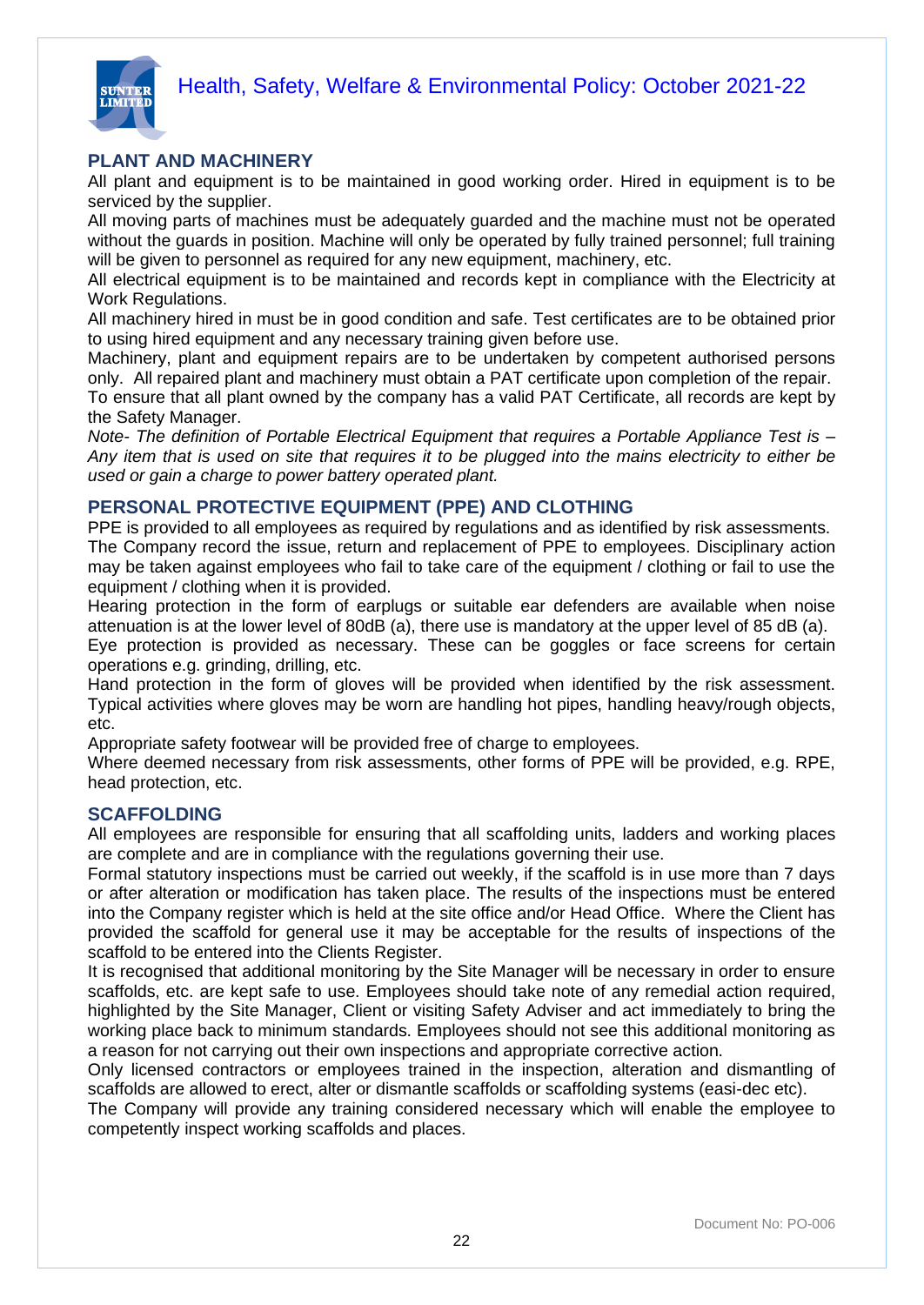## PLANT AND MACHINERY

All plant and equipment is to be maintained in good working order. Hired in equipment is to be serviced by the supplier.

All moving parts of machines must be adequately guarded and the machine must not be operated without the guards in position. Machine will only be operated by fully trained personnel; full training will be given to personnel as required for any new equipment, machinery, etc.

All electrical equipment is to be maintained and records kept in compliance with the Electricity at Work Regulations.

All machinery hired in must be in good condition and safe. Test certificates are to be obtained prior to using hired equipment and any necessary training given before use.

Machinery, plant and equipment repairs are to be undertaken by competent authorised persons only. All repaired plant and machinery must obtain a PAT certificate upon completion of the repair.

To ensure that all plant owned by the company has a valid PAT Certificate, all records are kept by the Safety Manager.

*Note- The definition of Portable Electrical Equipment that requires a Portable Appliance Test is – Any item that is used on site that requires it to be plugged into the mains electricity to either be used or gain a charge to power battery operated plant.*

## PERSONAL PROTECTIVE EQUIPMENT (PPE) AND CLOTHING

PPE is provided to all employees as required by regulations and as identified by risk assessments.

The Company record the issue, return and replacement of PPE to employees. Disciplinary action may be taken against employees who fail to take care of the equipment / clothing or fail to use the equipment / clothing when it is provided.

Hearing protection in the form of earplugs or suitable ear defenders are available when noise attenuation is at the lower level of 80dB (a), there use is mandatory at the upper level of 85 dB (a).

Eye protection is provided as necessary. These can be goggles or face screens for certain operations e.g. grinding, drilling, etc.

Hand protection in the form of gloves will be provided when identified by the risk assessment. Typical activities where gloves may be worn are handling hot pipes, handling heavy/rough objects, etc.

Appropriate safety footwear will be provided free of charge to employees.

Where deemed necessary from risk assessments, other forms of PPE will be provided, e.g. RPE, head protection, etc.

## SCAFFOLDING

All employees are responsible for ensuring that all scaffolding units, ladders and working places are complete and are in compliance with the regulations governing their use.

Formal statutory inspections must be carried out weekly, if the scaffold is in use more than 7 days or after alteration or modification has taken place. The results of the inspections must be entered into the Company register which is held at the site office and/or Head Office. Where the Client has provided the scaffold for general use it may be acceptable for the results of inspections of the scaffold to be entered into the Clients Register.

It is recognised that additional monitoring by the Site Manager will be necessary in order to ensure scaffolds, etc. are kept safe to use. Employees should take note of any remedial action required, highlighted by the Site Manager, Client or visiting Safety Adviser and act immediately to bring the working place back to minimum standards. Employees should not see this additional monitoring as a reason for not carrying out their own inspections and appropriate corrective action.

Only licensed contractors or employees trained in the inspection, alteration and dismantling of scaffolds are allowed to erect, alter or dismantle scaffolds or scaffolding systems (easi-dec etc).

The Company will provide any training considered necessary which will enable the employee to competently inspect working scaffolds and places.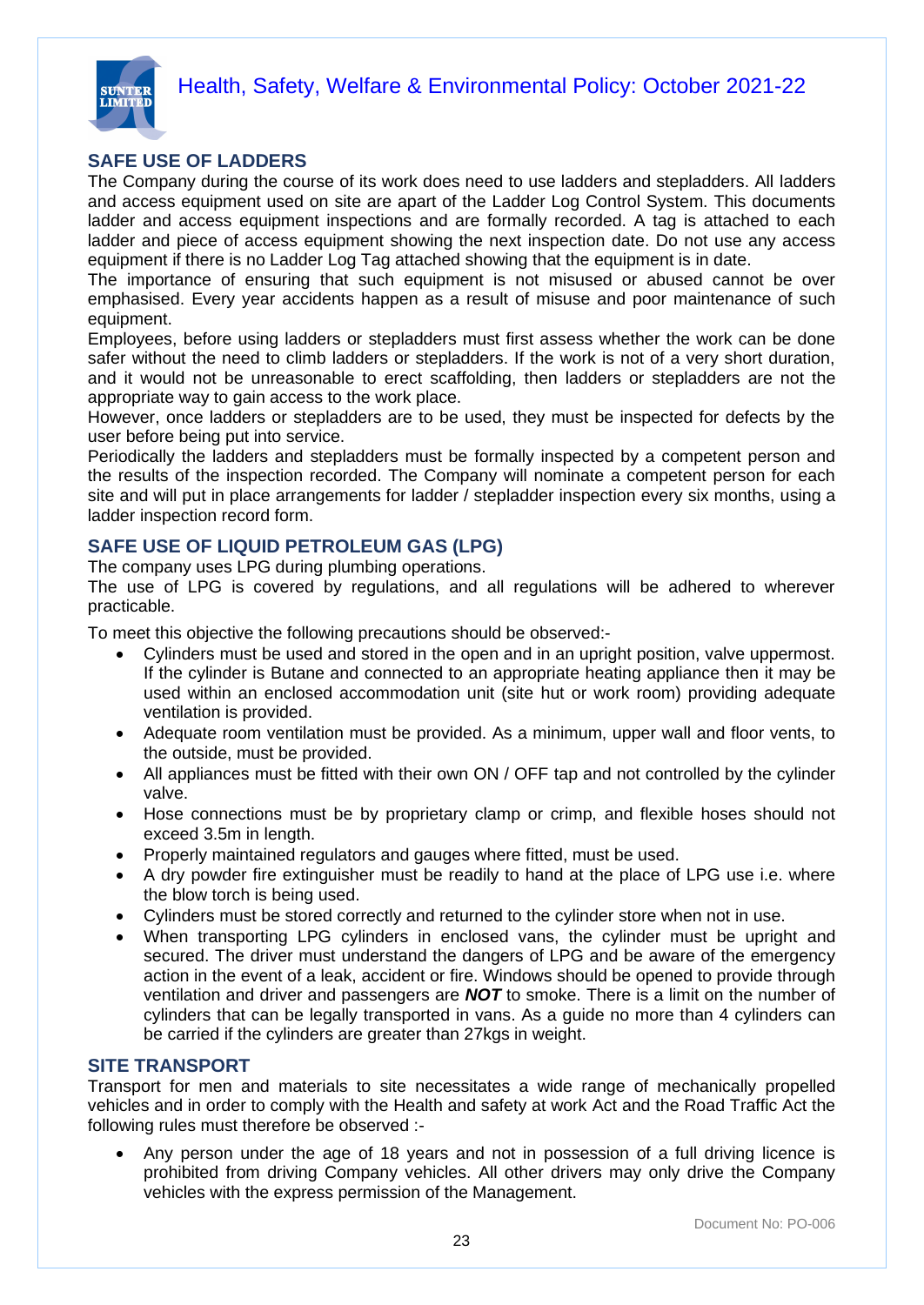## SAFE USE OF LADDERS

The Company during the course of its work does need to use ladders and stepladders. All ladders and access equipment used on site are apart of the Ladder Log Control System. This documents ladder and access equipment inspections and are formally recorded. A tag is attached to each ladder and piece of access equipment showing the next inspection date. Do not use any access equipment if there is no Ladder Log Tag attached showing that the equipment is in date.

The importance of ensuring that such equipment is not misused or abused cannot be over emphasised. Every year accidents happen as a result of misuse and poor maintenance of such equipment.

Employees, before using ladders or stepladders must first assess whether the work can be done safer without the need to climb ladders or stepladders. If the work is not of a very short duration, and it would not be unreasonable to erect scaffolding, then ladders or stepladders are not the appropriate way to gain access to the work place.

However, once ladders or stepladders are to be used, they must be inspected for defects by the user before being put into service.

Periodically the ladders and stepladders must be formally inspected by a competent person and the results of the inspection recorded. The Company will nominate a competent person for each site and will put in place arrangements for ladder / stepladder inspection every six months, using a ladder inspection record form.

## SAFE USE OF LIQUID PETROLEUM GAS (LPG)

The company uses LPG during plumbing operations.

The use of LPG is covered by regulations, and all regulations will be adhered to wherever practicable.

To meet this objective the following precautions should be observed:-

- Cylinders must be used and stored in the open and in an upright position, valve uppermost. If the cylinder is Butane and connected to an appropriate heating appliance then it may be used within an enclosed accommodation unit (site hut or work room) providing adequate ventilation is provided.
- Adequate room ventilation must be provided. As a minimum, upper wall and floor vents, to the outside, must be provided.
- All appliances must be fitted with their own ON / OFF tap and not controlled by the cylinder valve.
- Hose connections must be by proprietary clamp or crimp, and flexible hoses should not exceed 3.5m in length.
- Properly maintained regulators and gauges where fitted, must be used.
- A dry powder fire extinguisher must be readily to hand at the place of LPG use i.e. where the blow torch is being used.
- Cylinders must be stored correctly and returned to the cylinder store when not in use.
- When transporting LPG cylinders in enclosed vans, the cylinder must be upright and secured. The driver must understand the dangers of LPG and be aware of the emergency action in the event of a leak, accident or fire. Windows should be opened to provide through ventilation and driver and passengers are ***NOT*** to smoke. There is a limit on the number of cylinders that can be legally transported in vans. As a guide no more than 4 cylinders can be carried if the cylinders are greater than 27kgs in weight.

## SITE TRANSPORT

Transport for men and materials to site necessitates a wide range of mechanically propelled vehicles and in order to comply with the Health and safety at work Act and the Road Traffic Act the following rules must therefore be observed :-

- Any person under the age of 18 years and not in possession of a full driving licence is prohibited from driving Company vehicles. All other drivers may only drive the Company vehicles with the express permission of the Management.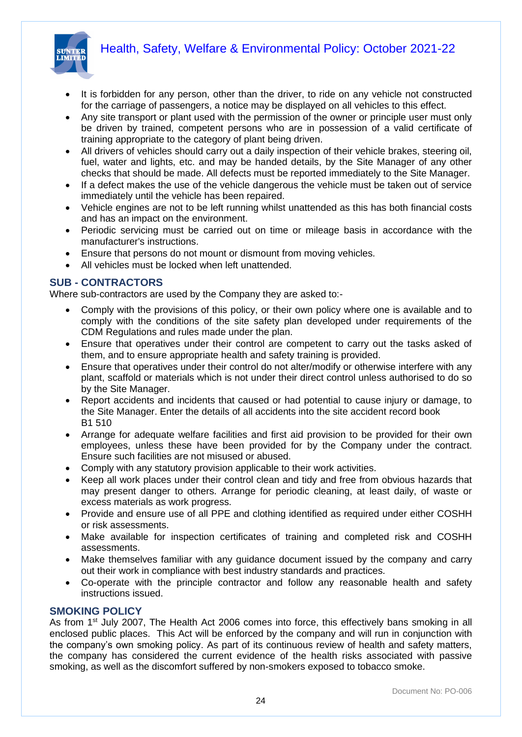- It is forbidden for any person, other than the driver, to ride on any vehicle not constructed for the carriage of passengers, a notice may be displayed on all vehicles to this effect.
- Any site transport or plant used with the permission of the owner or principle user must only be driven by trained, competent persons who are in possession of a valid certificate of training appropriate to the category of plant being driven.
- All drivers of vehicles should carry out a daily inspection of their vehicle brakes, steering oil, fuel, water and lights, etc. and may be handed details, by the Site Manager of any other checks that should be made. All defects must be reported immediately to the Site Manager.
- If a defect makes the use of the vehicle dangerous the vehicle must be taken out of service immediately until the vehicle has been repaired.
- Vehicle engines are not to be left running whilst unattended as this has both financial costs and has an impact on the environment.
- Periodic servicing must be carried out on time or mileage basis in accordance with the manufacturer's instructions.
- Ensure that persons do not mount or dismount from moving vehicles.
- All vehicles must be locked when left unattended.

## SUB - CONTRACTORS

Where sub-contractors are used by the Company they are asked to:-

- Comply with the provisions of this policy, or their own policy where one is available and to comply with the conditions of the site safety plan developed under requirements of the CDM Regulations and rules made under the plan.
- Ensure that operatives under their control are competent to carry out the tasks asked of them, and to ensure appropriate health and safety training is provided.
- Ensure that operatives under their control do not alter/modify or otherwise interfere with any plant, scaffold or materials which is not under their direct control unless authorised to do so by the Site Manager.
- Report accidents and incidents that caused or had potential to cause injury or damage, to the Site Manager. Enter the details of all accidents into the site accident record book B1 510
- Arrange for adequate welfare facilities and first aid provision to be provided for their own employees, unless these have been provided for by the Company under the contract. Ensure such facilities are not misused or abused.
- Comply with any statutory provision applicable to their work activities.
- Keep all work places under their control clean and tidy and free from obvious hazards that may present danger to others. Arrange for periodic cleaning, at least daily, of waste or excess materials as work progress.
- Provide and ensure use of all PPE and clothing identified as required under either COSHH or risk assessments.
- Make available for inspection certificates of training and completed risk and COSHH assessments.
- Make themselves familiar with any guidance document issued by the company and carry out their work in compliance with best industry standards and practices.
- Co-operate with the principle contractor and follow any reasonable health and safety instructions issued.

## SMOKING POLICY

As from 1st July 2007, The Health Act 2006 comes into force, this effectively bans smoking in all enclosed public places. This Act will be enforced by the company and will run in conjunction with the company's own smoking policy. As part of its continuous review of health and safety matters, the company has considered the current evidence of the health risks associated with passive smoking, as well as the discomfort suffered by non-smokers exposed to tobacco smoke.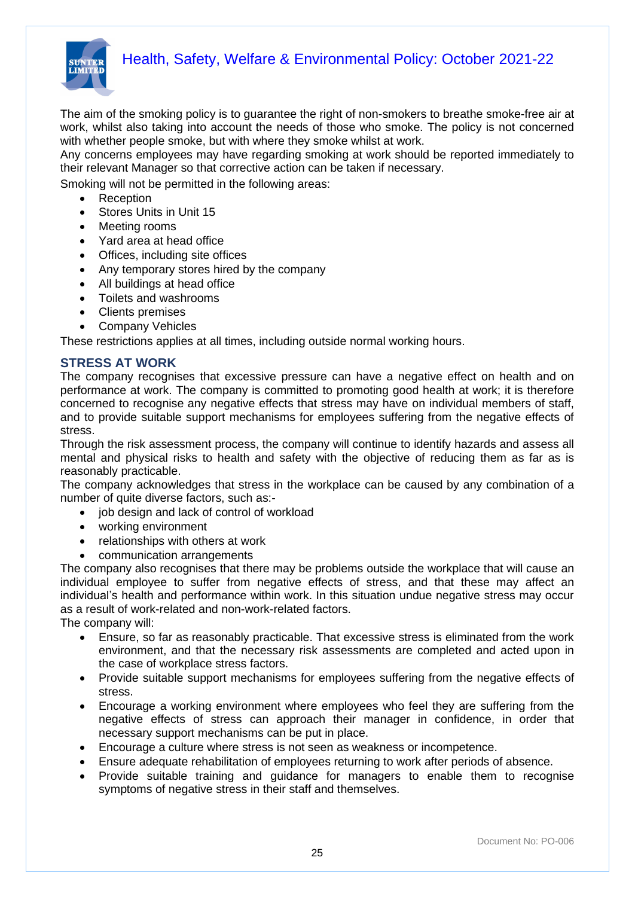The aim of the smoking policy is to guarantee the right of non-smokers to breathe smoke-free air at work, whilst also taking into account the needs of those who smoke. The policy is not concerned with whether people smoke, but with where they smoke whilst at work.

Any concerns employees may have regarding smoking at work should be reported immediately to their relevant Manager so that corrective action can be taken if necessary.

Smoking will not be permitted in the following areas:

- Reception
- Stores Units in Unit 15
- Meeting rooms
- Yard area at head office
- Offices, including site offices
- Any temporary stores hired by the company
- All buildings at head office
- Toilets and washrooms
- Clients premises
- Company Vehicles

These restrictions applies at all times, including outside normal working hours.

## STRESS AT WORK

The company recognises that excessive pressure can have a negative effect on health and on performance at work. The company is committed to promoting good health at work; it is therefore concerned to recognise any negative effects that stress may have on individual members of staff, and to provide suitable support mechanisms for employees suffering from the negative effects of stress.

Through the risk assessment process, the company will continue to identify hazards and assess all mental and physical risks to health and safety with the objective of reducing them as far as is reasonably practicable.

The company acknowledges that stress in the workplace can be caused by any combination of a number of quite diverse factors, such as:-

- job design and lack of control of workload
- working environment
- relationships with others at work
- communication arrangements

The company also recognises that there may be problems outside the workplace that will cause an individual employee to suffer from negative effects of stress, and that these may affect an individual's health and performance within work. In this situation undue negative stress may occur as a result of work-related and non-work-related factors.

The company will:

- Ensure, so far as reasonably practicable. That excessive stress is eliminated from the work environment, and that the necessary risk assessments are completed and acted upon in the case of workplace stress factors.
- Provide suitable support mechanisms for employees suffering from the negative effects of stress.
- Encourage a working environment where employees who feel they are suffering from the negative effects of stress can approach their manager in confidence, in order that necessary support mechanisms can be put in place.
- Encourage a culture where stress is not seen as weakness or incompetence.
- Ensure adequate rehabilitation of employees returning to work after periods of absence.
- Provide suitable training and guidance for managers to enable them to recognise symptoms of negative stress in their staff and themselves.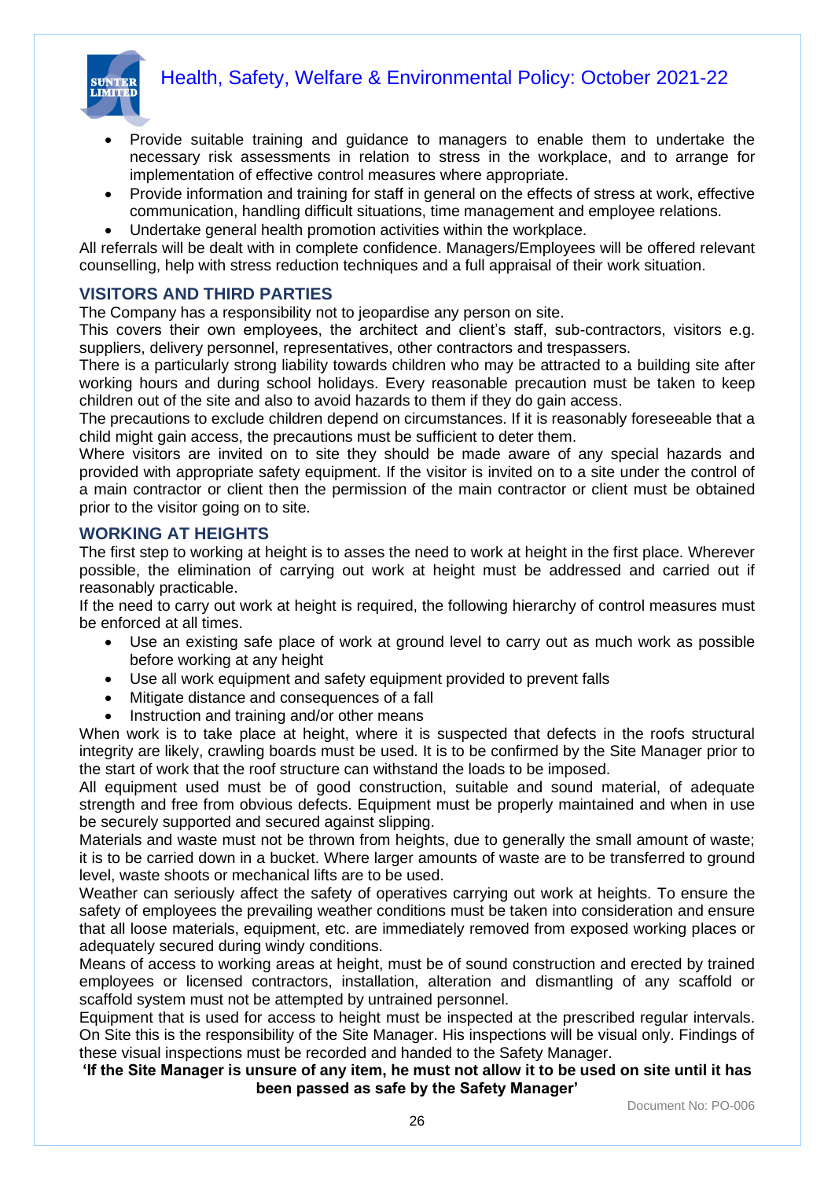- Provide suitable training and guidance to managers to enable them to undertake the necessary risk assessments in relation to stress in the workplace, and to arrange for implementation of effective control measures where appropriate.
- Provide information and training for staff in general on the effects of stress at work, effective communication, handling difficult situations, time management and employee relations.
- Undertake general health promotion activities within the workplace.

All referrals will be dealt with in complete confidence. Managers/Employees will be offered relevant counselling, help with stress reduction techniques and a full appraisal of their work situation.

## VISITORS AND THIRD PARTIES

The Company has a responsibility not to jeopardise any person on site.

This covers their own employees, the architect and client's staff, sub-contractors, visitors e.g. suppliers, delivery personnel, representatives, other contractors and trespassers.

There is a particularly strong liability towards children who may be attracted to a building site after working hours and during school holidays. Every reasonable precaution must be taken to keep children out of the site and also to avoid hazards to them if they do gain access.

The precautions to exclude children depend on circumstances. If it is reasonably foreseeable that a child might gain access, the precautions must be sufficient to deter them.

Where visitors are invited on to site they should be made aware of any special hazards and provided with appropriate safety equipment. If the visitor is invited on to a site under the control of a main contractor or client then the permission of the main contractor or client must be obtained prior to the visitor going on to site.

## WORKING AT HEIGHTS

The first step to working at height is to asses the need to work at height in the first place. Wherever possible, the elimination of carrying out work at height must be addressed and carried out if reasonably practicable.

If the need to carry out work at height is required, the following hierarchy of control measures must be enforced at all times.

- Use an existing safe place of work at ground level to carry out as much work as possible before working at any height
- Use all work equipment and safety equipment provided to prevent falls
- Mitigate distance and consequences of a fall
- Instruction and training and/or other means

When work is to take place at height, where it is suspected that defects in the roofs structural integrity are likely, crawling boards must be used. It is to be confirmed by the Site Manager prior to the start of work that the roof structure can withstand the loads to be imposed.

All equipment used must be of good construction, suitable and sound material, of adequate strength and free from obvious defects. Equipment must be properly maintained and when in use be securely supported and secured against slipping.

Materials and waste must not be thrown from heights, due to generally the small amount of waste; it is to be carried down in a bucket. Where larger amounts of waste are to be transferred to ground level, waste shoots or mechanical lifts are to be used.

Weather can seriously affect the safety of operatives carrying out work at heights. To ensure the safety of employees the prevailing weather conditions must be taken into consideration and ensure that all loose materials, equipment, etc. are immediately removed from exposed working places or adequately secured during windy conditions.

Means of access to working areas at height, must be of sound construction and erected by trained employees or licensed contractors, installation, alteration and dismantling of any scaffold or scaffold system must not be attempted by untrained personnel.

Equipment that is used for access to height must be inspected at the prescribed regular intervals. On Site this is the responsibility of the Site Manager. His inspections will be visual only. Findings of these visual inspections must be recorded and handed to the Safety Manager.

**'If the Site Manager is unsure of any item, he must not allow it to be used on site until it has been passed as safe by the Safety Manager'**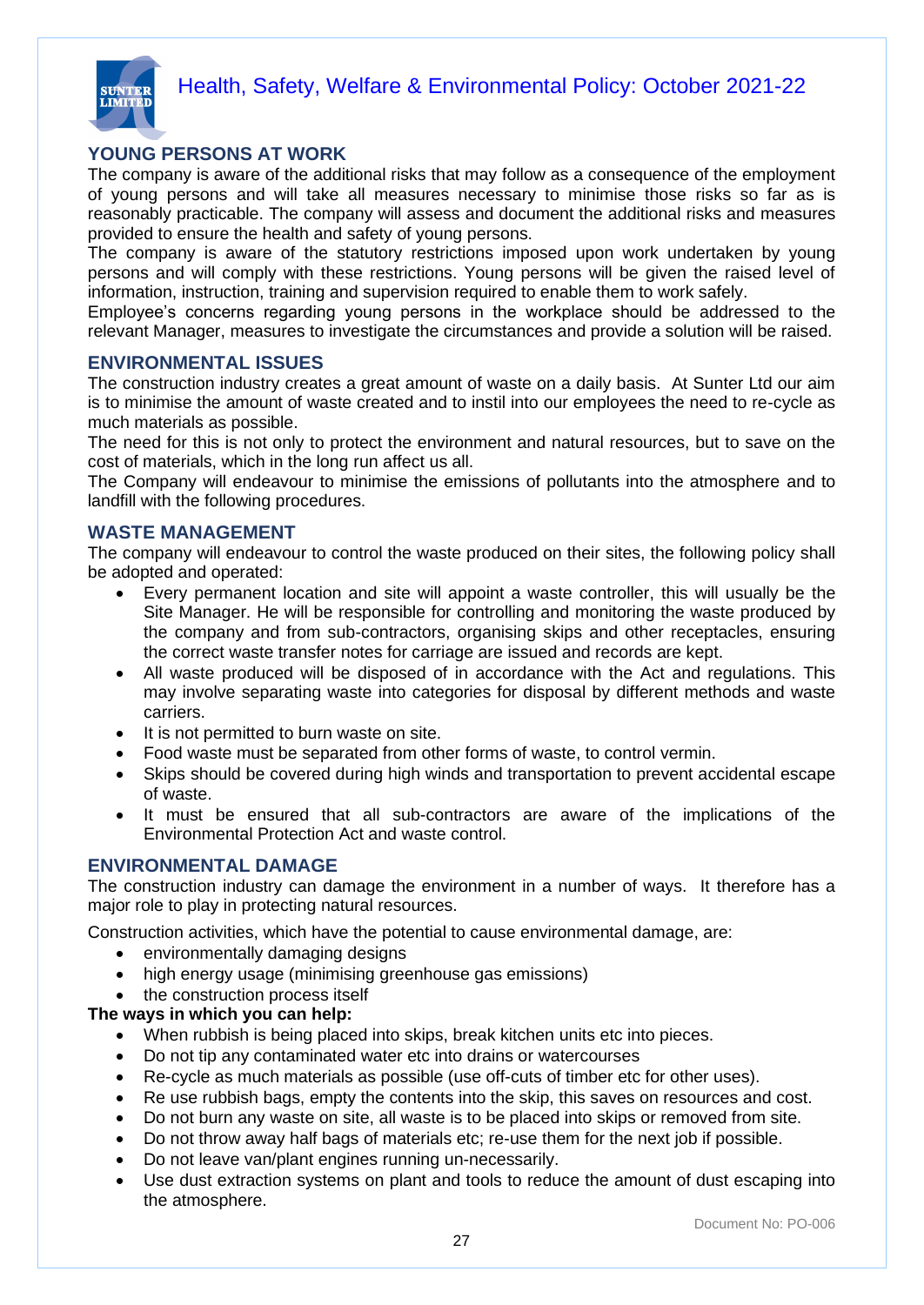## YOUNG PERSONS AT WORK

The company is aware of the additional risks that may follow as a consequence of the employment of young persons and will take all measures necessary to minimise those risks so far as is reasonably practicable. The company will assess and document the additional risks and measures provided to ensure the health and safety of young persons.

The company is aware of the statutory restrictions imposed upon work undertaken by young persons and will comply with these restrictions. Young persons will be given the raised level of information, instruction, training and supervision required to enable them to work safely.

Employee's concerns regarding young persons in the workplace should be addressed to the relevant Manager, measures to investigate the circumstances and provide a solution will be raised.

## ENVIRONMENTAL ISSUES

The construction industry creates a great amount of waste on a daily basis. At Sunter Ltd our aim is to minimise the amount of waste created and to instil into our employees the need to re-cycle as much materials as possible.

The need for this is not only to protect the environment and natural resources, but to save on the cost of materials, which in the long run affect us all.

The Company will endeavour to minimise the emissions of pollutants into the atmosphere and to landfill with the following procedures.

## WASTE MANAGEMENT

The company will endeavour to control the waste produced on their sites, the following policy shall be adopted and operated:

- Every permanent location and site will appoint a waste controller, this will usually be the Site Manager. He will be responsible for controlling and monitoring the waste produced by the company and from sub-contractors, organising skips and other receptacles, ensuring the correct waste transfer notes for carriage are issued and records are kept.
- All waste produced will be disposed of in accordance with the Act and regulations. This may involve separating waste into categories for disposal by different methods and waste carriers.
- It is not permitted to burn waste on site.
- Food waste must be separated from other forms of waste, to control vermin.
- Skips should be covered during high winds and transportation to prevent accidental escape of waste.
- It must be ensured that all sub-contractors are aware of the implications of the Environmental Protection Act and waste control.

## ENVIRONMENTAL DAMAGE

The construction industry can damage the environment in a number of ways. It therefore has a major role to play in protecting natural resources.

Construction activities, which have the potential to cause environmental damage, are:

- environmentally damaging designs
- high energy usage (minimising greenhouse gas emissions)
- the construction process itself

**The ways in which you can help:**

- When rubbish is being placed into skips, break kitchen units etc into pieces.
- Do not tip any contaminated water etc into drains or watercourses
- Re-cycle as much materials as possible (use off-cuts of timber etc for other uses).
- Re use rubbish bags, empty the contents into the skip, this saves on resources and cost.
- Do not burn any waste on site, all waste is to be placed into skips or removed from site.
- Do not throw away half bags of materials etc; re-use them for the next job if possible.
- Do not leave van/plant engines running un-necessarily.
- Use dust extraction systems on plant and tools to reduce the amount of dust escaping into the atmosphere.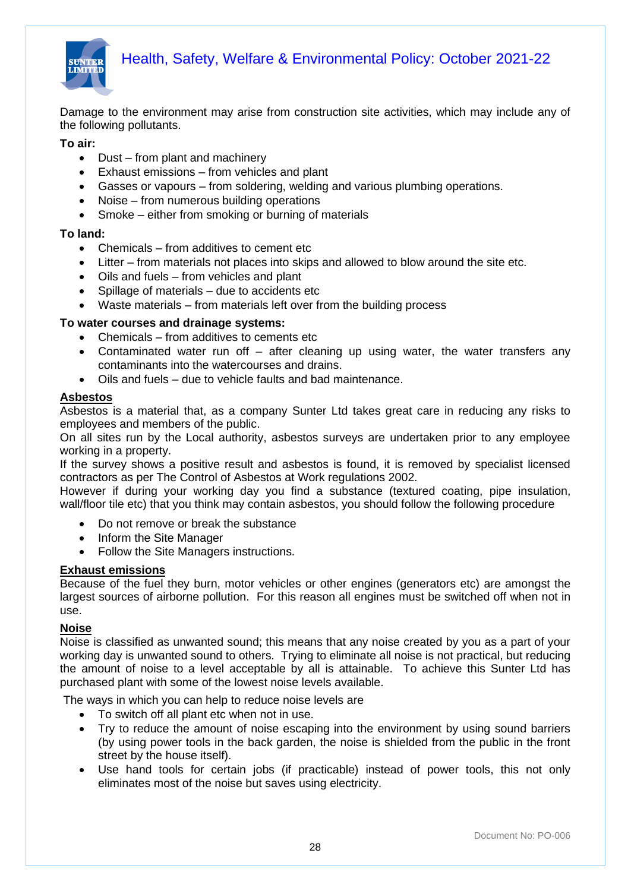Damage to the environment may arise from construction site activities, which may include any of the following pollutants.

**To air:**

- Dust – from plant and machinery
- Exhaust emissions – from vehicles and plant
- Gasses or vapours – from soldering, welding and various plumbing operations.
- Noise – from numerous building operations
- Smoke – either from smoking or burning of materials

**To land:**

- Chemicals – from additives to cement etc
- Litter – from materials not places into skips and allowed to blow around the site etc.
- Oils and fuels – from vehicles and plant
- Spillage of materials – due to accidents etc
- Waste materials – from materials left over from the building process

**To water courses and drainage systems:**

- Chemicals – from additives to cements etc
- Contaminated water run off – after cleaning up using water, the water transfers any contaminants into the watercourses and drains.
- Oils and fuels – due to vehicle faults and bad maintenance.

## Asbestos

Asbestos is a material that, as a company Sunter Ltd takes great care in reducing any risks to employees and members of the public.

On all sites run by the Local authority, asbestos surveys are undertaken prior to any employee working in a property.

If the survey shows a positive result and asbestos is found, it is removed by specialist licensed contractors as per The Control of Asbestos at Work regulations 2002.

However if during your working day you find a substance (textured coating, pipe insulation, wall/floor tile etc) that you think may contain asbestos, you should follow the following procedure

- Do not remove or break the substance
- Inform the Site Manager
- Follow the Site Managers instructions.

## Exhaust emissions

Because of the fuel they burn, motor vehicles or other engines (generators etc) are amongst the largest sources of airborne pollution. For this reason all engines must be switched off when not in use.

## Noise

Noise is classified as unwanted sound; this means that any noise created by you as a part of your working day is unwanted sound to others. Trying to eliminate all noise is not practical, but reducing the amount of noise to a level acceptable by all is attainable. To achieve this Sunter Ltd has purchased plant with some of the lowest noise levels available.

The ways in which you can help to reduce noise levels are

- To switch off all plant etc when not in use.
- Try to reduce the amount of noise escaping into the environment by using sound barriers (by using power tools in the back garden, the noise is shielded from the public in the front street by the house itself).
- Use hand tools for certain jobs (if practicable) instead of power tools, this not only eliminates most of the noise but saves using electricity.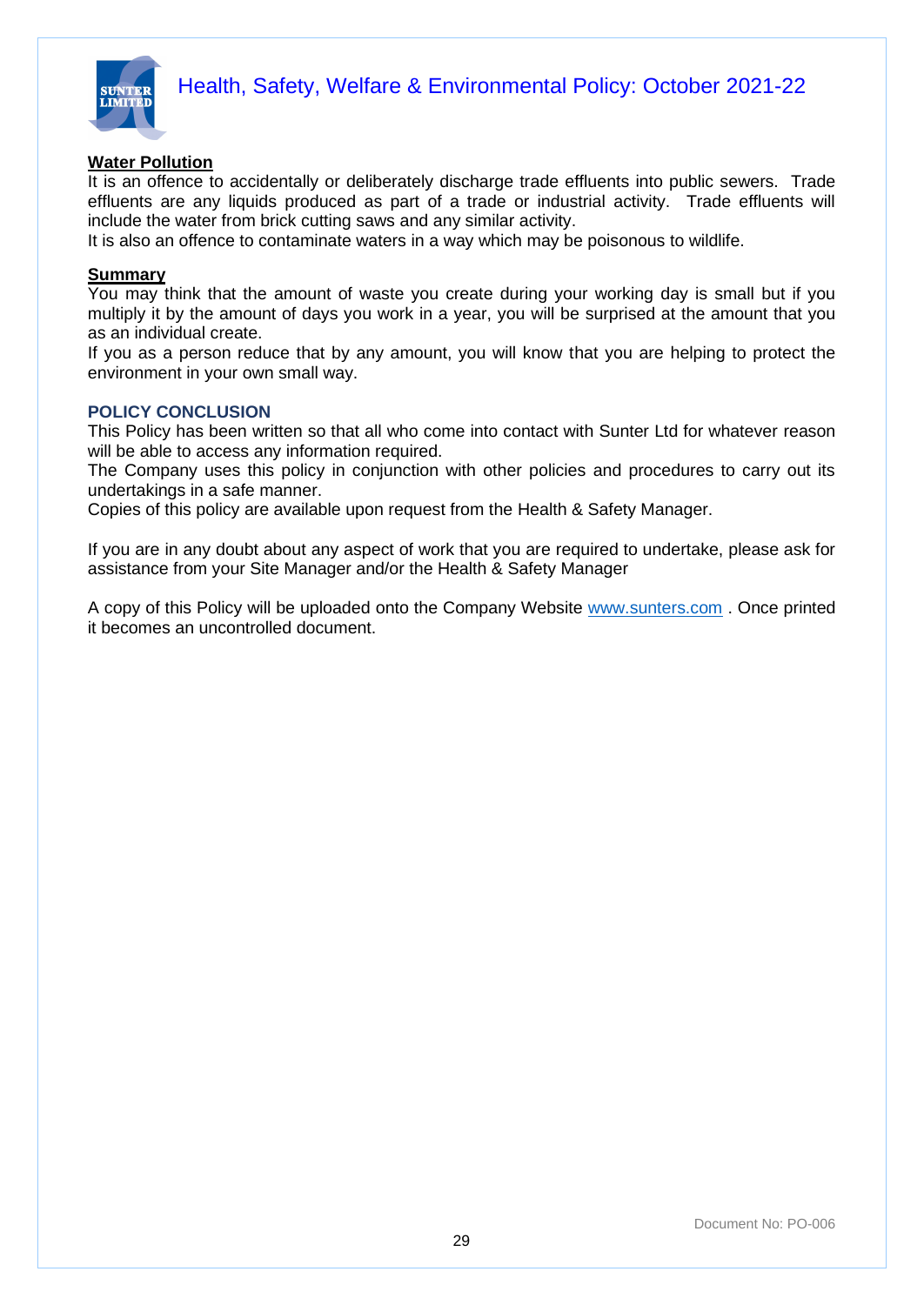**Water Pollution**
It is an offence to accidentally or deliberately discharge trade effluents into public sewers. Trade effluents are any liquids produced as part of a trade or industrial activity. Trade effluents will include the water from brick cutting saws and any similar activity.
It is also an offence to contaminate waters in a way which may be poisonous to wildlife.

**Summary**
You may think that the amount of waste you create during your working day is small but if you multiply it by the amount of days you work in a year, you will be surprised at the amount that you as an individual create.
If you as a person reduce that by any amount, you will know that you are helping to protect the environment in your own small way.

## POLICY CONCLUSION

This Policy has been written so that all who come into contact with Sunter Ltd for whatever reason will be able to access any information required.
The Company uses this policy in conjunction with other policies and procedures to carry out its undertakings in a safe manner.
Copies of this policy are available upon request from the Health & Safety Manager.

If you are in any doubt about any aspect of work that you are required to undertake, please ask for assistance from your Site Manager and/or the Health & Safety Manager

A copy of this Policy will be uploaded onto the Company Website www.sunters.com . Once printed it becomes an uncontrolled document.